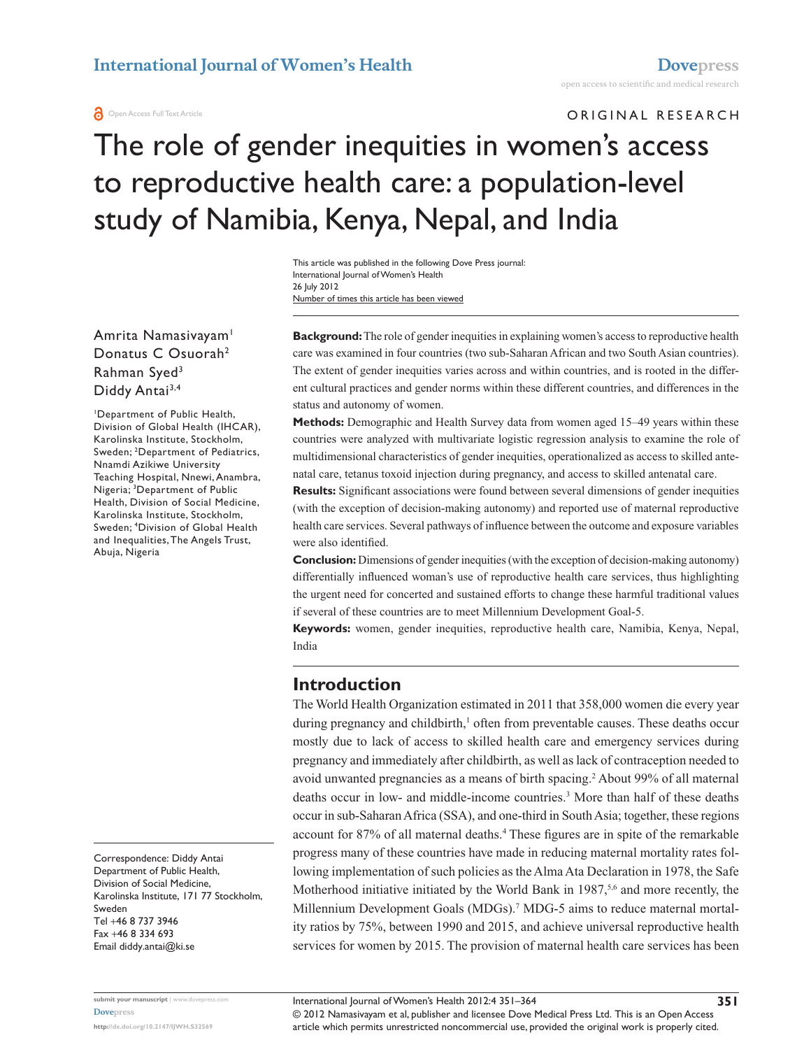ORIGINAL RESEARCH

# The role of gender inequities in women's access to reproductive health care: a population-level study of Namibia, Kenya, Nepal, and India

This article was published in the following Dove Press journal:
International Journal of Women's Health
26 July 2012
Number of times this article has been viewed

Amrita Namasivayam[1]
Donatus C Osuorah[2]
Rahman Syed[3]
Diddy Antai[3,4]

[1]Department of Public Health, Division of Global Health (IHCAR), Karolinska Institute, Stockholm, Sweden; [2]Department of Pediatrics, Nnamdi Azikiwe University Teaching Hospital, Nnewi, Anambra, Nigeria; [3]Department of Public Health, Division of Social Medicine, Karolinska Institute, Stockholm, Sweden; [4]Division of Global Health and Inequalities, The Angels Trust, Abuja, Nigeria

Correspondence: Diddy Antai
Department of Public Health, Division of Social Medicine, Karolinska Institute, 171 77 Stockholm, Sweden
Tel +46 8 737 3946
Fax +46 8 334 693
Email diddy.antai@ki.se

**Background:** The role of gender inequities in explaining women's access to reproductive health care was examined in four countries (two sub-Saharan African and two South Asian countries). The extent of gender inequities varies across and within countries, and is rooted in the different cultural practices and gender norms within these different countries, and differences in the status and autonomy of women.

**Methods:** Demographic and Health Survey data from women aged 15–49 years within these countries were analyzed with multivariate logistic regression analysis to examine the role of multidimensional characteristics of gender inequities, operationalized as access to skilled antenatal care, tetanus toxoid injection during pregnancy, and access to skilled antenatal care.

**Results:** Significant associations were found between several dimensions of gender inequities (with the exception of decision-making autonomy) and reported use of maternal reproductive health care services. Several pathways of influence between the outcome and exposure variables were also identified.

**Conclusion:** Dimensions of gender inequities (with the exception of decision-making autonomy) differentially influenced woman's use of reproductive health care services, thus highlighting the urgent need for concerted and sustained efforts to change these harmful traditional values if several of these countries are to meet Millennium Development Goal-5.

**Keywords:** women, gender inequities, reproductive health care, Namibia, Kenya, Nepal, India

## Introduction

The World Health Organization estimated in 2011 that 358,000 women die every year during pregnancy and childbirth,[1] often from preventable causes. These deaths occur mostly due to lack of access to skilled health care and emergency services during pregnancy and immediately after childbirth, as well as lack of contraception needed to avoid unwanted pregnancies as a means of birth spacing.[2] About 99% of all maternal deaths occur in low- and middle-income countries.[3] More than half of these deaths occur in sub-Saharan Africa (SSA), and one-third in South Asia; together, these regions account for 87% of all maternal deaths.[4] These figures are in spite of the remarkable progress many of these countries have made in reducing maternal mortality rates following implementation of such policies as the Alma Ata Declaration in 1978, the Safe Motherhood initiative initiated by the World Bank in 1987,[5,6] and more recently, the Millennium Development Goals (MDGs).[7] MDG-5 aims to reduce maternal mortality ratios by 75%, between 1990 and 2015, and achieve universal reproductive health services for women by 2015. The provision of maternal health care services has been

© 2012 Namasivayam et al, publisher and licensee Dove Medical Press Ltd. This is an Open Access article which permits unrestricted noncommercial use, provided the original work is properly cited.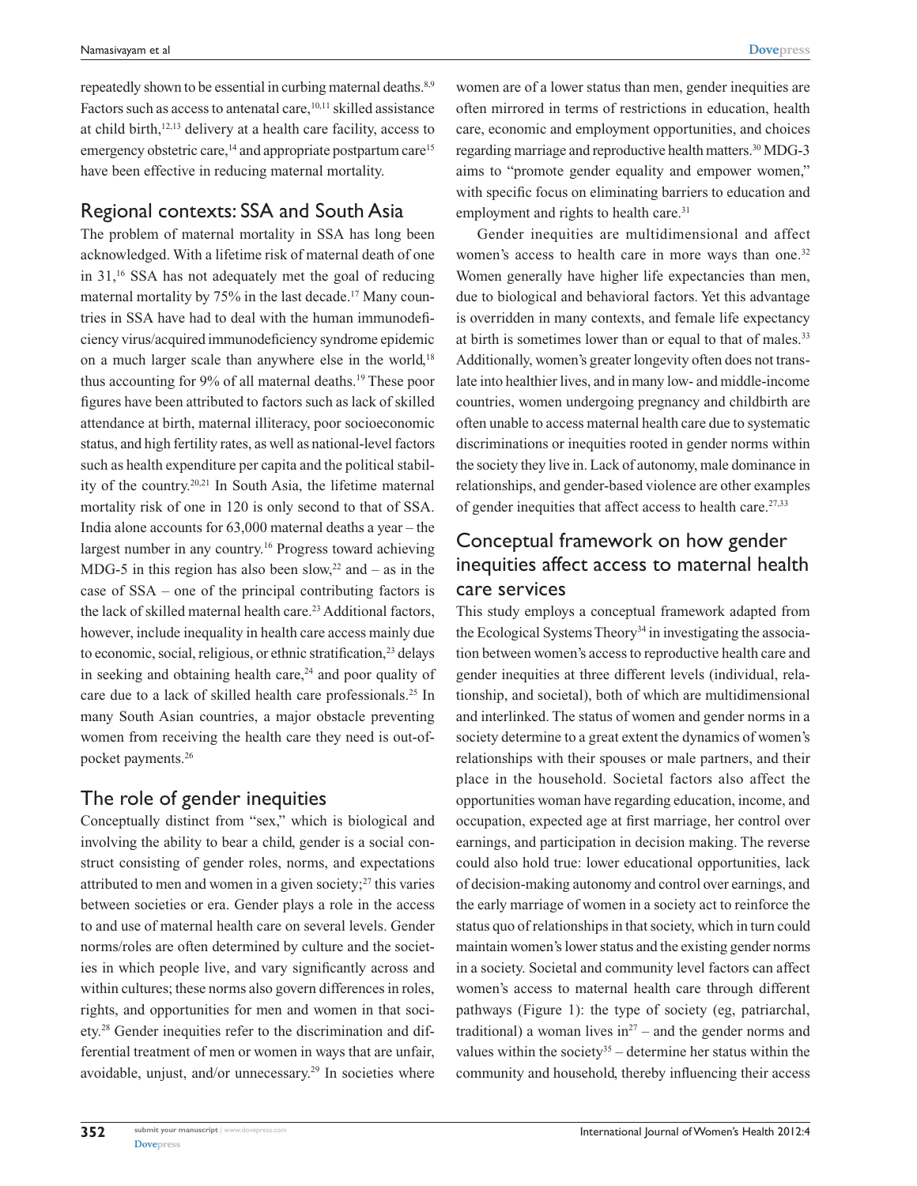repeatedly shown to be essential in curbing maternal deaths.[8,9] Factors such as access to antenatal care,[10,11] skilled assistance at child birth,[12,13] delivery at a health care facility, access to emergency obstetric care,[14] and appropriate postpartum care[15] have been effective in reducing maternal mortality.

## Regional contexts: SSA and South Asia

The problem of maternal mortality in SSA has long been acknowledged. With a lifetime risk of maternal death of one in 31,[16] SSA has not adequately met the goal of reducing maternal mortality by 75% in the last decade.[17] Many countries in SSA have had to deal with the human immunodeficiency virus/acquired immunodeficiency syndrome epidemic on a much larger scale than anywhere else in the world,[18] thus accounting for 9% of all maternal deaths.[19] These poor figures have been attributed to factors such as lack of skilled attendance at birth, maternal illiteracy, poor socioeconomic status, and high fertility rates, as well as national-level factors such as health expenditure per capita and the political stability of the country.[20,21] In South Asia, the lifetime maternal mortality risk of one in 120 is only second to that of SSA. India alone accounts for 63,000 maternal deaths a year – the largest number in any country.[16] Progress toward achieving MDG-5 in this region has also been slow,[22] and – as in the case of SSA – one of the principal contributing factors is the lack of skilled maternal health care.[23] Additional factors, however, include inequality in health care access mainly due to economic, social, religious, or ethnic stratification,[23] delays in seeking and obtaining health care,[24] and poor quality of care due to a lack of skilled health care professionals.[25] In many South Asian countries, a major obstacle preventing women from receiving the health care they need is out-of-pocket payments.[26]

## The role of gender inequities

Conceptually distinct from "sex," which is biological and involving the ability to bear a child, gender is a social construct consisting of gender roles, norms, and expectations attributed to men and women in a given society;[27] this varies between societies or era. Gender plays a role in the access to and use of maternal health care on several levels. Gender norms/roles are often determined by culture and the societies in which people live, and vary significantly across and within cultures; these norms also govern differences in roles, rights, and opportunities for men and women in that society.[28] Gender inequities refer to the discrimination and differential treatment of men or women in ways that are unfair, avoidable, unjust, and/or unnecessary.[29] In societies where women are of a lower status than men, gender inequities are often mirrored in terms of restrictions in education, health care, economic and employment opportunities, and choices regarding marriage and reproductive health matters.[30] MDG-3 aims to "promote gender equality and empower women," with specific focus on eliminating barriers to education and employment and rights to health care.[31]

Gender inequities are multidimensional and affect women's access to health care in more ways than one.[32] Women generally have higher life expectancies than men, due to biological and behavioral factors. Yet this advantage is overridden in many contexts, and female life expectancy at birth is sometimes lower than or equal to that of males.[33] Additionally, women's greater longevity often does not translate into healthier lives, and in many low- and middle-income countries, women undergoing pregnancy and childbirth are often unable to access maternal health care due to systematic discriminations or inequities rooted in gender norms within the society they live in. Lack of autonomy, male dominance in relationships, and gender-based violence are other examples of gender inequities that affect access to health care.[27,33]

## Conceptual framework on how gender inequities affect access to maternal health care services

This study employs a conceptual framework adapted from the Ecological Systems Theory[34] in investigating the association between women's access to reproductive health care and gender inequities at three different levels (individual, relationship, and societal), both of which are multidimensional and interlinked. The status of women and gender norms in a society determine to a great extent the dynamics of women's relationships with their spouses or male partners, and their place in the household. Societal factors also affect the opportunities woman have regarding education, income, and occupation, expected age at first marriage, her control over earnings, and participation in decision making. The reverse could also hold true: lower educational opportunities, lack of decision-making autonomy and control over earnings, and the early marriage of women in a society act to reinforce the status quo of relationships in that society, which in turn could maintain women's lower status and the existing gender norms in a society. Societal and community level factors can affect women's access to maternal health care through different pathways (Figure 1): the type of society (eg, patriarchal, traditional) a woman lives in[27] – and the gender norms and values within the society[35] – determine her status within the community and household, thereby influencing their access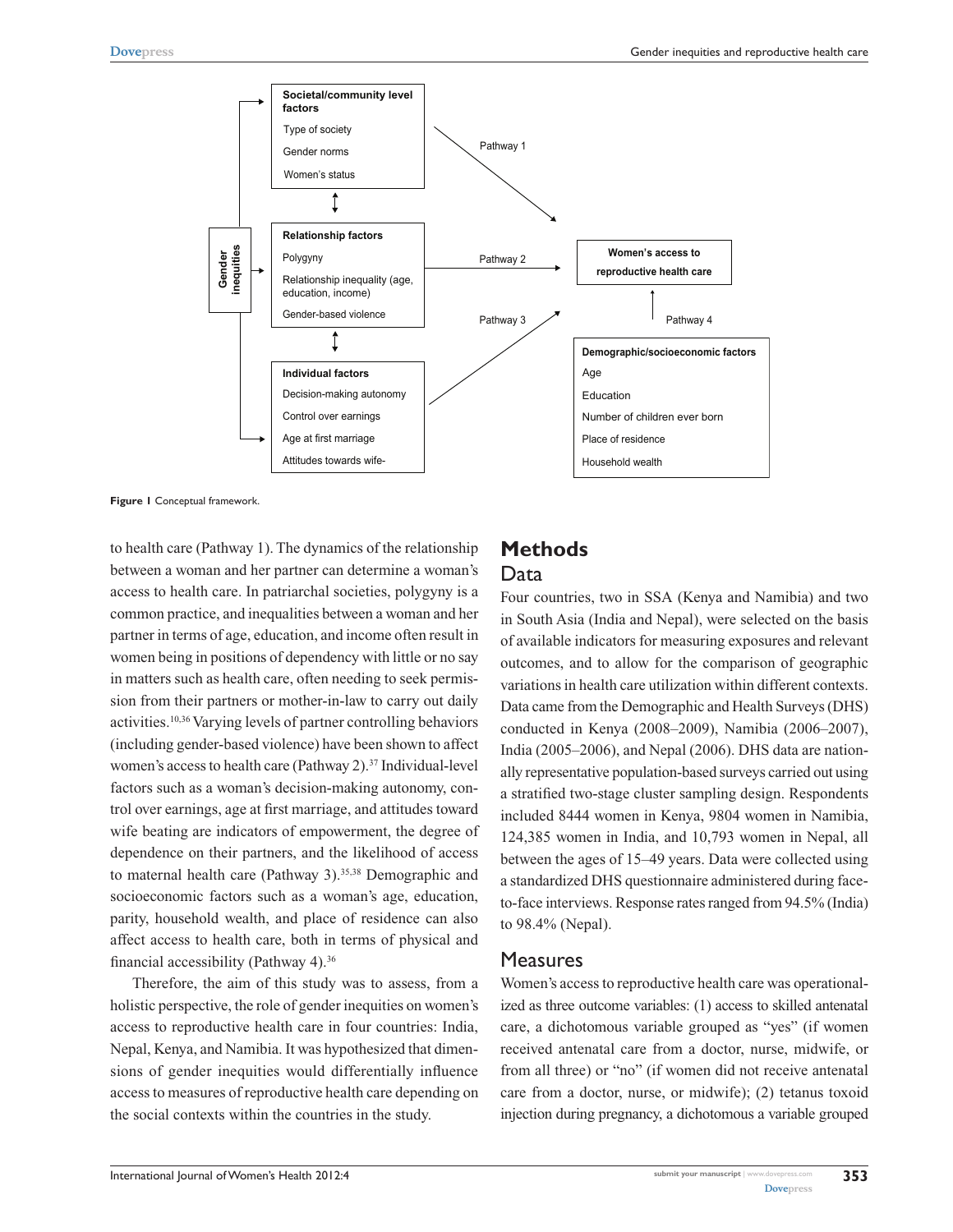**Figure 1** Conceptual framework.

to health care (Pathway 1). The dynamics of the relationship between a woman and her partner can determine a woman's access to health care. In patriarchal societies, polygyny is a common practice, and inequalities between a woman and her partner in terms of age, education, and income often result in women being in positions of dependency with little or no say in matters such as health care, often needing to seek permission from their partners or mother-in-law to carry out daily activities.[10,36] Varying levels of partner controlling behaviors (including gender-based violence) have been shown to affect women's access to health care (Pathway 2).[37] Individual-level factors such as a woman's decision-making autonomy, control over earnings, age at first marriage, and attitudes toward wife beating are indicators of empowerment, the degree of dependence on their partners, and the likelihood of access to maternal health care (Pathway 3).[35,38] Demographic and socioeconomic factors such as a woman's age, education, parity, household wealth, and place of residence can also affect access to health care, both in terms of physical and financial accessibility (Pathway 4).[36]

Therefore, the aim of this study was to assess, from a holistic perspective, the role of gender inequities on women's access to reproductive health care in four countries: India, Nepal, Kenya, and Namibia. It was hypothesized that dimensions of gender inequities would differentially influence access to measures of reproductive health care depending on the social contexts within the countries in the study.

# Methods

## Data

Four countries, two in SSA (Kenya and Namibia) and two in South Asia (India and Nepal), were selected on the basis of available indicators for measuring exposures and relevant outcomes, and to allow for the comparison of geographic variations in health care utilization within different contexts. Data came from the Demographic and Health Surveys (DHS) conducted in Kenya (2008–2009), Namibia (2006–2007), India (2005–2006), and Nepal (2006). DHS data are nationally representative population-based surveys carried out using a stratified two-stage cluster sampling design. Respondents included 8444 women in Kenya, 9804 women in Namibia, 124,385 women in India, and 10,793 women in Nepal, all between the ages of 15–49 years. Data were collected using a standardized DHS questionnaire administered during face-to-face interviews. Response rates ranged from 94.5% (India) to 98.4% (Nepal).

## Measures

Women's access to reproductive health care was operationalized as three outcome variables: (1) access to skilled antenatal care, a dichotomous variable grouped as "yes" (if women received antenatal care from a doctor, nurse, midwife, or from all three) or "no" (if women did not receive antenatal care from a doctor, nurse, or midwife); (2) tetanus toxoid injection during pregnancy, a dichotomous a variable grouped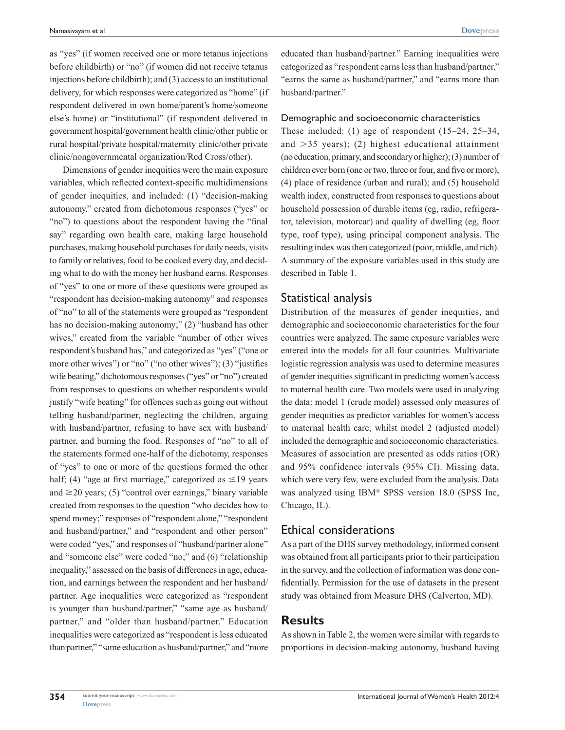as "yes" (if women received one or more tetanus injections before childbirth) or "no" (if women did not receive tetanus injections before childbirth); and (3) access to an institutional delivery, for which responses were categorized as "home" (if respondent delivered in own home/parent's home/someone else's home) or "institutional" (if respondent delivered in government hospital/government health clinic/other public or rural hospital/private hospital/maternity clinic/other private clinic/nongovernmental organization/Red Cross/other).

Dimensions of gender inequities were the main exposure variables, which reflected context-specific multidimensions of gender inequities, and included: (1) "decision-making autonomy," created from dichotomous responses ("yes" or "no") to questions about the respondent having the "final say" regarding own health care, making large household purchases, making household purchases for daily needs, visits to family or relatives, food to be cooked every day, and deciding what to do with the money her husband earns. Responses of "yes" to one or more of these questions were grouped as "respondent has decision-making autonomy" and responses of "no" to all of the statements were grouped as "respondent has no decision-making autonomy;" (2) "husband has other wives," created from the variable "number of other wives respondent's husband has," and categorized as "yes" ("one or more other wives") or "no" ("no other wives"); (3) "justifies wife beating," dichotomous responses ("yes" or "no") created from responses to questions on whether respondents would justify "wife beating" for offences such as going out without telling husband/partner, neglecting the children, arguing with husband/partner, refusing to have sex with husband/partner, and burning the food. Responses of "no" to all of the statements formed one-half of the dichotomy, responses of "yes" to one or more of the questions formed the other half; (4) "age at first marriage," categorized as ≤19 years and ≥20 years; (5) "control over earnings," binary variable created from responses to the question "who decides how to spend money;" responses of "respondent alone," "respondent and husband/partner," and "respondent and other person" were coded "yes," and responses of "husband/partner alone" and "someone else" were coded "no;" and (6) "relationship inequality," assessed on the basis of differences in age, education, and earnings between the respondent and her husband/partner. Age inequalities were categorized as "respondent is younger than husband/partner," "same age as husband/partner," and "older than husband/partner." Education inequalities were categorized as "respondent is less educated than partner," "same education as husband/partner," and "more educated than husband/partner." Earning inequalities were categorized as "respondent earns less than husband/partner," "earns the same as husband/partner," and "earns more than husband/partner."

### Demographic and socioeconomic characteristics

These included: (1) age of respondent (15–24, 25–34, and >35 years); (2) highest educational attainment (no education, primary, and secondary or higher); (3) number of children ever born (one or two, three or four, and five or more), (4) place of residence (urban and rural); and (5) household wealth index, constructed from responses to questions about household possession of durable items (eg, radio, refrigerator, television, motorcar) and quality of dwelling (eg, floor type, roof type), using principal component analysis. The resulting index was then categorized (poor, middle, and rich). A summary of the exposure variables used in this study are described in Table 1.

## Statistical analysis

Distribution of the measures of gender inequities, and demographic and socioeconomic characteristics for the four countries were analyzed. The same exposure variables were entered into the models for all four countries. Multivariate logistic regression analysis was used to determine measures of gender inequities significant in predicting women's access to maternal health care. Two models were used in analyzing the data: model 1 (crude model) assessed only measures of gender inequities as predictor variables for women's access to maternal health care, whilst model 2 (adjusted model) included the demographic and socioeconomic characteristics. Measures of association are presented as odds ratios (OR) and 95% confidence intervals (95% CI). Missing data, which were very few, were excluded from the analysis. Data was analyzed using IBM® SPSS version 18.0 (SPSS Inc, Chicago, IL).

## Ethical considerations

As a part of the DHS survey methodology, informed consent was obtained from all participants prior to their participation in the survey, and the collection of information was done confidentially. Permission for the use of datasets in the present study was obtained from Measure DHS (Calverton, MD).

# Results

As shown in Table 2, the women were similar with regards to proportions in decision-making autonomy, husband having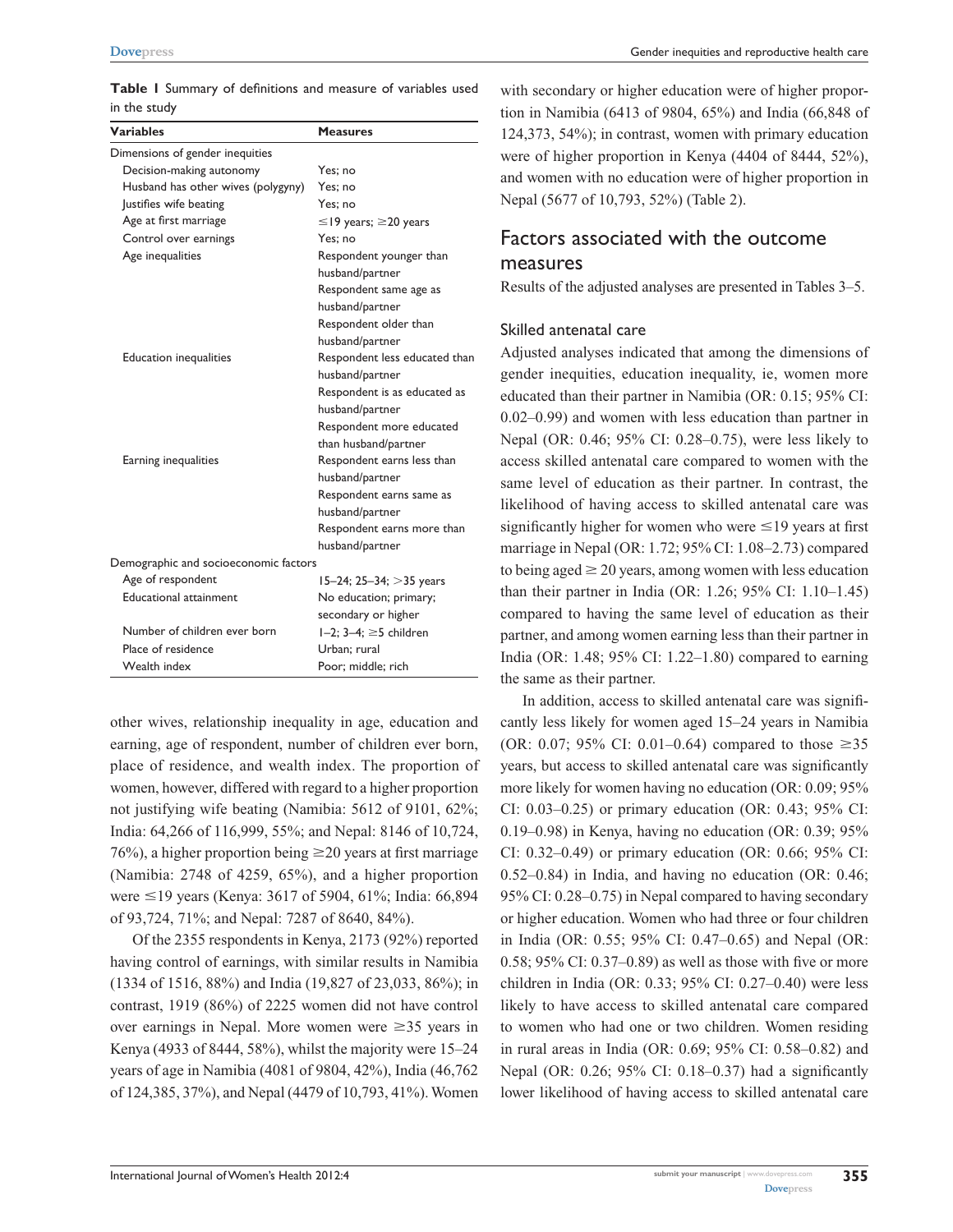**Table 1** Summary of definitions and measure of variables used in the study

| Variables | Measures |
|---|---|
| Dimensions of gender inequities | |
| Decision-making autonomy | Yes; no |
| Husband has other wives (polygyny) | Yes; no |
| Justifies wife beating | Yes; no |
| Age at first marriage | ≤19 years; ≥20 years |
| Control over earnings | Yes; no |
| Age inequalities | Respondent younger than husband/partner<br>Respondent same age as husband/partner<br>Respondent older than husband/partner |
| Education inequalities | Respondent less educated than husband/partner<br>Respondent is as educated as husband/partner<br>Respondent more educated than husband/partner |
| Earning inequalities | Respondent earns less than husband/partner<br>Respondent earns same as husband/partner<br>Respondent earns more than husband/partner |
| Demographic and socioeconomic factors | |
| Age of respondent | 15–24; 25–34; >35 years |
| Educational attainment | No education; primary; secondary or higher |
| Number of children ever born | 1–2; 3–4; ≥5 children |
| Place of residence | Urban; rural |
| Wealth index | Poor; middle; rich |

other wives, relationship inequality in age, education and earning, age of respondent, number of children ever born, place of residence, and wealth index. The proportion of women, however, differed with regard to a higher proportion not justifying wife beating (Namibia: 5612 of 9101, 62%; India: 64,266 of 116,999, 55%; and Nepal: 8146 of 10,724, 76%), a higher proportion being ≥20 years at first marriage (Namibia: 2748 of 4259, 65%), and a higher proportion were ≤19 years (Kenya: 3617 of 5904, 61%; India: 66,894 of 93,724, 71%; and Nepal: 7287 of 8640, 84%).

Of the 2355 respondents in Kenya, 2173 (92%) reported having control of earnings, with similar results in Namibia (1334 of 1516, 88%) and India (19,827 of 23,033, 86%); in contrast, 1919 (86%) of 2225 women did not have control over earnings in Nepal. More women were ≥35 years in Kenya (4933 of 8444, 58%), whilst the majority were 15–24 years of age in Namibia (4081 of 9804, 42%), India (46,762 of 124,385, 37%), and Nepal (4479 of 10,793, 41%). Women with secondary or higher education were of higher proportion in Namibia (6413 of 9804, 65%) and India (66,848 of 124,373, 54%); in contrast, women with primary education were of higher proportion in Kenya (4404 of 8444, 52%), and women with no education were of higher proportion in Nepal (5677 of 10,793, 52%) (Table 2).

## Factors associated with the outcome measures

Results of the adjusted analyses are presented in Tables 3–5.

### Skilled antenatal care

Adjusted analyses indicated that among the dimensions of gender inequities, education inequality, ie, women more educated than their partner in Namibia (OR: 0.15; 95% CI: 0.02–0.99) and women with less education than partner in Nepal (OR: 0.46; 95% CI: 0.28–0.75), were less likely to access skilled antenatal care compared to women with the same level of education as their partner. In contrast, the likelihood of having access to skilled antenatal care was significantly higher for women who were ≤19 years at first marriage in Nepal (OR: 1.72; 95% CI: 1.08–2.73) compared to being aged ≥ 20 years, among women with less education than their partner in India (OR: 1.26; 95% CI: 1.10–1.45) compared to having the same level of education as their partner, and among women earning less than their partner in India (OR: 1.48; 95% CI: 1.22–1.80) compared to earning the same as their partner.

In addition, access to skilled antenatal care was significantly less likely for women aged 15–24 years in Namibia (OR: 0.07; 95% CI: 0.01–0.64) compared to those ≥35 years, but access to skilled antenatal care was significantly more likely for women having no education (OR: 0.09; 95% CI: 0.03–0.25) or primary education (OR: 0.43; 95% CI: 0.19–0.98) in Kenya, having no education (OR: 0.39; 95% CI: 0.32–0.49) or primary education (OR: 0.66; 95% CI: 0.52–0.84) in India, and having no education (OR: 0.46; 95% CI: 0.28–0.75) in Nepal compared to having secondary or higher education. Women who had three or four children in India (OR: 0.55; 95% CI: 0.47–0.65) and Nepal (OR: 0.58; 95% CI: 0.37–0.89) as well as those with five or more children in India (OR: 0.33; 95% CI: 0.27–0.40) were less likely to have access to skilled antenatal care compared to women who had one or two children. Women residing in rural areas in India (OR: 0.69; 95% CI: 0.58–0.82) and Nepal (OR: 0.26; 95% CI: 0.18–0.37) had a significantly lower likelihood of having access to skilled antenatal care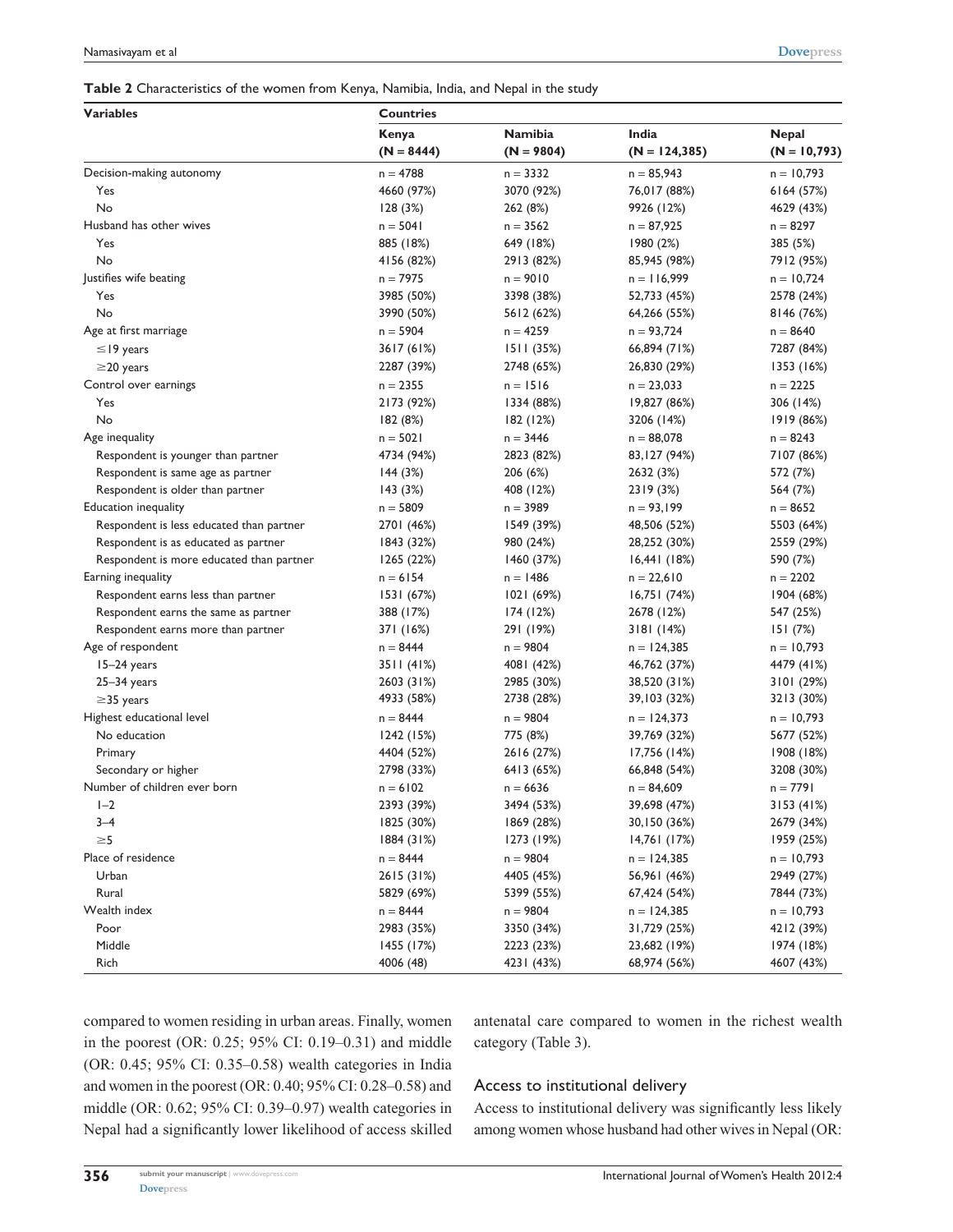**Table 2** Characteristics of the women from Kenya, Namibia, India, and Nepal in the study

| Variables | Countries | | | |
|---|---|---|---|---|
| | Kenya (N = 8444) | Namibia (N = 9804) | India (N = 124,385) | Nepal (N = 10,793) |
| Decision-making autonomy | n = 4788 | n = 3332 | n = 85,943 | n = 10,793 |
| Yes | 4660 (97%) | 3070 (92%) | 76,017 (88%) | 6164 (57%) |
| No | 128 (3%) | 262 (8%) | 9926 (12%) | 4629 (43%) |
| Husband has other wives | n = 5041 | n = 3562 | n = 87,925 | n = 8297 |
| Yes | 885 (18%) | 649 (18%) | 1980 (2%) | 385 (5%) |
| No | 4156 (82%) | 2913 (82%) | 85,945 (98%) | 7912 (95%) |
| Justifies wife beating | n = 7975 | n = 9010 | n = 116,999 | n = 10,724 |
| Yes | 3985 (50%) | 3398 (38%) | 52,733 (45%) | 2578 (24%) |
| No | 3990 (50%) | 5612 (62%) | 64,266 (55%) | 8146 (76%) |
| Age at first marriage | n = 5904 | n = 4259 | n = 93,724 | n = 8640 |
| ≤19 years | 3617 (61%) | 1511 (35%) | 66,894 (71%) | 7287 (84%) |
| ≥20 years | 2287 (39%) | 2748 (65%) | 26,830 (29%) | 1353 (16%) |
| Control over earnings | n = 2355 | n = 1516 | n = 23,033 | n = 2225 |
| Yes | 2173 (92%) | 1334 (88%) | 19,827 (86%) | 306 (14%) |
| No | 182 (8%) | 182 (12%) | 3206 (14%) | 1919 (86%) |
| Age inequality | n = 5021 | n = 3446 | n = 88,078 | n = 8243 |
| Respondent is younger than partner | 4734 (94%) | 2823 (82%) | 83,127 (94%) | 7107 (86%) |
| Respondent is same age as partner | 144 (3%) | 206 (6%) | 2632 (3%) | 572 (7%) |
| Respondent is older than partner | 143 (3%) | 408 (12%) | 2319 (3%) | 564 (7%) |
| Education inequality | n = 5809 | n = 3989 | n = 93,199 | n = 8652 |
| Respondent is less educated than partner | 2701 (46%) | 1549 (39%) | 48,506 (52%) | 5503 (64%) |
| Respondent is as educated as partner | 1843 (32%) | 980 (24%) | 28,252 (30%) | 2559 (29%) |
| Respondent is more educated than partner | 1265 (22%) | 1460 (37%) | 16,441 (18%) | 590 (7%) |
| Earning inequality | n = 6154 | n = 1486 | n = 22,610 | n = 2202 |
| Respondent earns less than partner | 1531 (67%) | 1021 (69%) | 16,751 (74%) | 1904 (68%) |
| Respondent earns the same as partner | 388 (17%) | 174 (12%) | 2678 (12%) | 547 (25%) |
| Respondent earns more than partner | 371 (16%) | 291 (19%) | 3181 (14%) | 151 (7%) |
| Age of respondent | n = 8444 | n = 9804 | n = 124,385 | n = 10,793 |
| 15–24 years | 3511 (41%) | 4081 (42%) | 46,762 (37%) | 4479 (41%) |
| 25–34 years | 2603 (31%) | 2985 (30%) | 38,520 (31%) | 3101 (29%) |
| ≥35 years | 4933 (58%) | 2738 (28%) | 39,103 (32%) | 3213 (30%) |
| Highest educational level | n = 8444 | n = 9804 | n = 124,373 | n = 10,793 |
| No education | 1242 (15%) | 775 (8%) | 39,769 (32%) | 5677 (52%) |
| Primary | 4404 (52%) | 2616 (27%) | 17,756 (14%) | 1908 (18%) |
| Secondary or higher | 2798 (33%) | 6413 (65%) | 66,848 (54%) | 3208 (30%) |
| Number of children ever born | n = 6102 | n = 6636 | n = 84,609 | n = 7791 |
| 1–2 | 2393 (39%) | 3494 (53%) | 39,698 (47%) | 3153 (41%) |
| 3–4 | 1825 (30%) | 1869 (28%) | 30,150 (36%) | 2679 (34%) |
| ≥5 | 1884 (31%) | 1273 (19%) | 14,761 (17%) | 1959 (25%) |
| Place of residence | n = 8444 | n = 9804 | n = 124,385 | n = 10,793 |
| Urban | 2615 (31%) | 4405 (45%) | 56,961 (46%) | 2949 (27%) |
| Rural | 5829 (69%) | 5399 (55%) | 67,424 (54%) | 7844 (73%) |
| Wealth index | n = 8444 | n = 9804 | n = 124,385 | n = 10,793 |
| Poor | 2983 (35%) | 3350 (34%) | 31,729 (25%) | 4212 (39%) |
| Middle | 1455 (17%) | 2223 (23%) | 23,682 (19%) | 1974 (18%) |
| Rich | 4006 (48) | 4231 (43%) | 68,974 (56%) | 4607 (43%) |

compared to women residing in urban areas. Finally, women in the poorest (OR: 0.25; 95% CI: 0.19–0.31) and middle (OR: 0.45; 95% CI: 0.35–0.58) wealth categories in India and women in the poorest (OR: 0.40; 95% CI: 0.28–0.58) and middle (OR: 0.62; 95% CI: 0.39–0.97) wealth categories in Nepal had a significantly lower likelihood of access skilled antenatal care compared to women in the richest wealth category (Table 3).

## Access to institutional delivery

Access to institutional delivery was significantly less likely among women whose husband had other wives in Nepal (OR: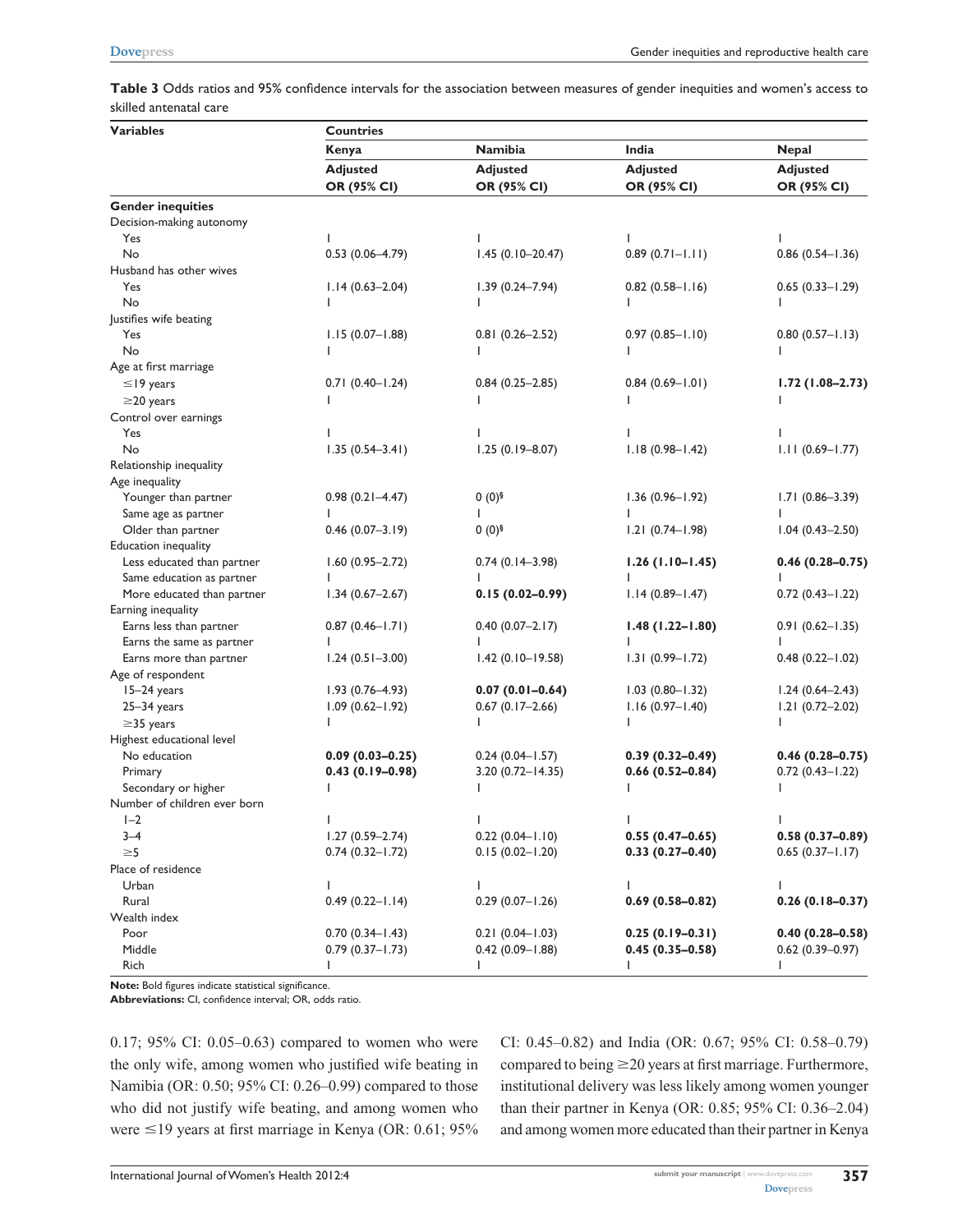**Table 3** Odds ratios and 95% confidence intervals for the association between measures of gender inequities and women's access to skilled antenatal care

| Variables | Countries | | | |
|---|---|---|---|---|
| | Kenya | Namibia | India | Nepal |
| | Adjusted OR (95% CI) | Adjusted OR (95% CI) | Adjusted OR (95% CI) | Adjusted OR (95% CI) |
| **Gender inequities** | | | | |
| Decision-making autonomy | | | | |
| Yes | 1 | 1 | 1 | 1 |
| No | 0.53 (0.06–4.79) | 1.45 (0.10–20.47) | 0.89 (0.71–1.11) | 0.86 (0.54–1.36) |
| Husband has other wives | | | | |
| Yes | 1.14 (0.63–2.04) | 1.39 (0.24–7.94) | 0.82 (0.58–1.16) | 0.65 (0.33–1.29) |
| No | 1 | 1 | 1 | 1 |
| Justifies wife beating | | | | |
| Yes | 1.15 (0.07–1.88) | 0.81 (0.26–2.52) | 0.97 (0.85–1.10) | 0.80 (0.57–1.13) |
| No | 1 | 1 | 1 | 1 |
| Age at first marriage | | | | |
| ≤19 years | 0.71 (0.40–1.24) | 0.84 (0.25–2.85) | 0.84 (0.69–1.01) | **1.72 (1.08–2.73)** |
| ≥20 years | 1 | 1 | 1 | 1 |
| Control over earnings | | | | |
| Yes | 1 | 1 | 1 | 1 |
| No | 1.35 (0.54–3.41) | 1.25 (0.19–8.07) | 1.18 (0.98–1.42) | 1.11 (0.69–1.77) |
| Relationship inequality | | | | |
| Age inequality | | | | |
| Younger than partner | 0.98 (0.21–4.47) | 0 (0)[§] | 1.36 (0.96–1.92) | 1.71 (0.86–3.39) |
| Same age as partner | 1 | 1 | 1 | 1 |
| Older than partner | 0.46 (0.07–3.19) | 0 (0)[§] | 1.21 (0.74–1.98) | 1.04 (0.43–2.50) |
| Education inequality | | | | |
| Less educated than partner | 1.60 (0.95–2.72) | 0.74 (0.14–3.98) | **1.26 (1.10–1.45)** | **0.46 (0.28–0.75)** |
| Same education as partner | 1 | 1 | 1 | 1 |
| More educated than partner | 1.34 (0.67–2.67) | **0.15 (0.02–0.99)** | 1.14 (0.89–1.47) | 0.72 (0.43–1.22) |
| Earning inequality | | | | |
| Earns less than partner | 0.87 (0.46–1.71) | 0.40 (0.07–2.17) | **1.48 (1.22–1.80)** | 0.91 (0.62–1.35) |
| Earns the same as partner | 1 | 1 | 1 | 1 |
| Earns more than partner | 1.24 (0.51–3.00) | 1.42 (0.10–19.58) | 1.31 (0.99–1.72) | 0.48 (0.22–1.02) |
| Age of respondent | | | | |
| 15–24 years | 1.93 (0.76–4.93) | **0.07 (0.01–0.64)** | 1.03 (0.80–1.32) | 1.24 (0.64–2.43) |
| 25–34 years | 1.09 (0.62–1.92) | 0.67 (0.17–2.66) | 1.16 (0.97–1.40) | 1.21 (0.72–2.02) |
| ≥35 years | 1 | 1 | 1 | 1 |
| Highest educational level | | | | |
| No education | **0.09 (0.03–0.25)** | 0.24 (0.04–1.57) | **0.39 (0.32–0.49)** | **0.46 (0.28–0.75)** |
| Primary | **0.43 (0.19–0.98)** | 3.20 (0.72–14.35) | **0.66 (0.52–0.84)** | 0.72 (0.43–1.22) |
| Secondary or higher | 1 | 1 | 1 | 1 |
| Number of children ever born | | | | |
| 1–2 | 1 | 1 | 1 | 1 |
| 3–4 | 1.27 (0.59–2.74) | 0.22 (0.04–1.10) | **0.55 (0.47–0.65)** | **0.58 (0.37–0.89)** |
| ≥5 | 0.74 (0.32–1.72) | 0.15 (0.02–1.20) | **0.33 (0.27–0.40)** | 0.65 (0.37–1.17) |
| Place of residence | | | | |
| Urban | 1 | 1 | 1 | 1 |
| Rural | 0.49 (0.22–1.14) | 0.29 (0.07–1.26) | **0.69 (0.58–0.82)** | **0.26 (0.18–0.37)** |
| Wealth index | | | | |
| Poor | 0.70 (0.34–1.43) | 0.21 (0.04–1.03) | **0.25 (0.19–0.31)** | **0.40 (0.28–0.58)** |
| Middle | 0.79 (0.37–1.73) | 0.42 (0.09–1.88) | **0.45 (0.35–0.58)** | 0.62 (0.39–0.97) |
| Rich | 1 | 1 | 1 | 1 |

**Note:** Bold figures indicate statistical significance.
**Abbreviations:** CI, confidence interval; OR, odds ratio.

0.17; 95% CI: 0.05–0.63) compared to women who were the only wife, among women who justified wife beating in Namibia (OR: 0.50; 95% CI: 0.26–0.99) compared to those who did not justify wife beating, and among women who were ≤19 years at first marriage in Kenya (OR: 0.61; 95% CI: 0.45–0.82) and India (OR: 0.67; 95% CI: 0.58–0.79) compared to being ≥20 years at first marriage. Furthermore, institutional delivery was less likely among women younger than their partner in Kenya (OR: 0.85; 95% CI: 0.36–2.04) and among women more educated than their partner in Kenya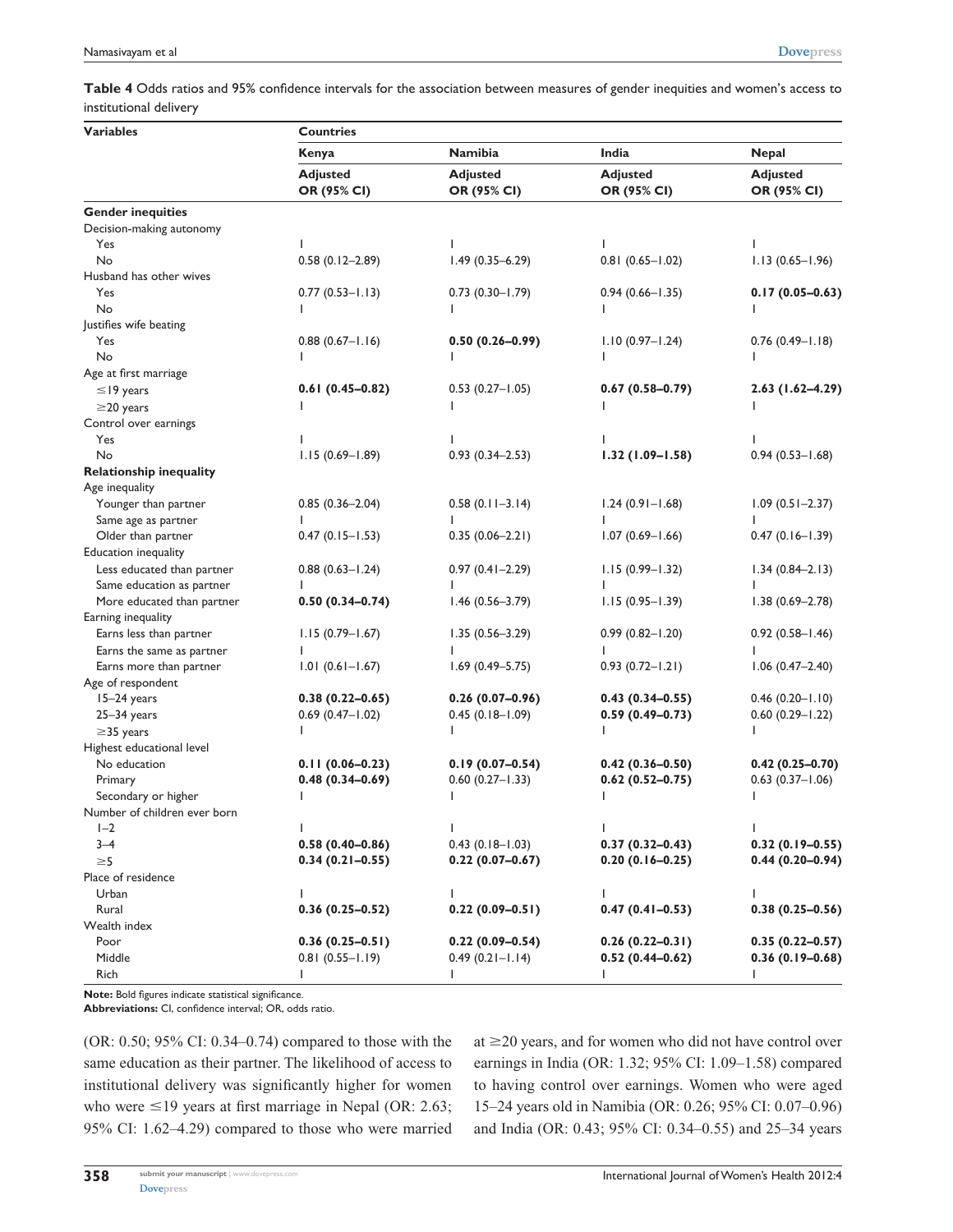**Table 4** Odds ratios and 95% confidence intervals for the association between measures of gender inequities and women's access to institutional delivery

| Variables | Countries | | | |
|---|---|---|---|---|
| | Kenya | Namibia | India | Nepal |
| | Adjusted OR (95% CI) | Adjusted OR (95% CI) | Adjusted OR (95% CI) | Adjusted OR (95% CI) |
| **Gender inequities** | | | | |
| Decision-making autonomy | | | | |
| Yes | 1 | 1 | 1 | 1 |
| No | 0.58 (0.12–2.89) | 1.49 (0.35–6.29) | 0.81 (0.65–1.02) | 1.13 (0.65–1.96) |
| Husband has other wives | | | | |
| Yes | 0.77 (0.53–1.13) | 0.73 (0.30–1.79) | 0.94 (0.66–1.35) | **0.17 (0.05–0.63)** |
| No | 1 | 1 | 1 | 1 |
| Justifies wife beating | | | | |
| Yes | 0.88 (0.67–1.16) | **0.50 (0.26–0.99)** | 1.10 (0.97–1.24) | 0.76 (0.49–1.18) |
| No | 1 | 1 | 1 | 1 |
| Age at first marriage | | | | |
| ≤19 years | **0.61 (0.45–0.82)** | 0.53 (0.27–1.05) | **0.67 (0.58–0.79)** | **2.63 (1.62–4.29)** |
| ≥20 years | 1 | 1 | 1 | 1 |
| Control over earnings | | | | |
| Yes | 1 | 1 | 1 | 1 |
| No | 1.15 (0.69–1.89) | 0.93 (0.34–2.53) | **1.32 (1.09–1.58)** | 0.94 (0.53–1.68) |
| **Relationship inequality** | | | | |
| Age inequality | | | | |
| Younger than partner | 0.85 (0.36–2.04) | 0.58 (0.11–3.14) | 1.24 (0.91–1.68) | 1.09 (0.51–2.37) |
| Same age as partner | 1 | 1 | 1 | 1 |
| Older than partner | 0.47 (0.15–1.53) | 0.35 (0.06–2.21) | 1.07 (0.69–1.66) | 0.47 (0.16–1.39) |
| Education inequality | | | | |
| Less educated than partner | 0.88 (0.63–1.24) | 0.97 (0.41–2.29) | 1.15 (0.99–1.32) | 1.34 (0.84–2.13) |
| Same education as partner | 1 | 1 | 1 | 1 |
| More educated than partner | **0.50 (0.34–0.74)** | 1.46 (0.56–3.79) | 1.15 (0.95–1.39) | 1.38 (0.69–2.78) |
| Earning inequality | | | | |
| Earns less than partner | 1.15 (0.79–1.67) | 1.35 (0.56–3.29) | 0.99 (0.82–1.20) | 0.92 (0.58–1.46) |
| Earns the same as partner | 1 | 1 | 1 | 1 |
| Earns more than partner | 1.01 (0.61–1.67) | 1.69 (0.49–5.75) | 0.93 (0.72–1.21) | 1.06 (0.47–2.40) |
| Age of respondent | | | | |
| 15–24 years | **0.38 (0.22–0.65)** | **0.26 (0.07–0.96)** | **0.43 (0.34–0.55)** | 0.46 (0.20–1.10) |
| 25–34 years | 0.69 (0.47–1.02) | 0.45 (0.18–1.09) | **0.59 (0.49–0.73)** | 0.60 (0.29–1.22) |
| ≥35 years | 1 | 1 | 1 | 1 |
| Highest educational level | | | | |
| No education | **0.11 (0.06–0.23)** | **0.19 (0.07–0.54)** | **0.42 (0.36–0.50)** | **0.42 (0.25–0.70)** |
| Primary | **0.48 (0.34–0.69)** | 0.60 (0.27–1.33) | **0.62 (0.52–0.75)** | 0.63 (0.37–1.06) |
| Secondary or higher | 1 | 1 | 1 | 1 |
| Number of children ever born | | | | |
| 1–2 | 1 | 1 | 1 | 1 |
| 3–4 | **0.58 (0.40–0.86)** | 0.43 (0.18–1.03) | **0.37 (0.32–0.43)** | **0.32 (0.19–0.55)** |
| ≥5 | **0.34 (0.21–0.55)** | **0.22 (0.07–0.67)** | **0.20 (0.16–0.25)** | **0.44 (0.20–0.94)** |
| Place of residence | | | | |
| Urban | 1 | 1 | 1 | 1 |
| Rural | **0.36 (0.25–0.52)** | **0.22 (0.09–0.51)** | **0.47 (0.41–0.53)** | **0.38 (0.25–0.56)** |
| Wealth index | | | | |
| Poor | **0.36 (0.25–0.51)** | **0.22 (0.09–0.54)** | **0.26 (0.22–0.31)** | **0.35 (0.22–0.57)** |
| Middle | 0.81 (0.55–1.19) | 0.49 (0.21–1.14) | **0.52 (0.44–0.62)** | **0.36 (0.19–0.68)** |
| Rich | 1 | 1 | 1 | 1 |

**Note:** Bold figures indicate statistical significance.
**Abbreviations:** CI, confidence interval; OR, odds ratio.

(OR: 0.50; 95% CI: 0.34–0.74) compared to those with the same education as their partner. The likelihood of access to institutional delivery was significantly higher for women who were ≤19 years at first marriage in Nepal (OR: 2.63; 95% CI: 1.62–4.29) compared to those who were married at ≥20 years, and for women who did not have control over earnings in India (OR: 1.32; 95% CI: 1.09–1.58) compared to having control over earnings. Women who were aged 15–24 years old in Namibia (OR: 0.26; 95% CI: 0.07–0.96) and India (OR: 0.43; 95% CI: 0.34–0.55) and 25–34 years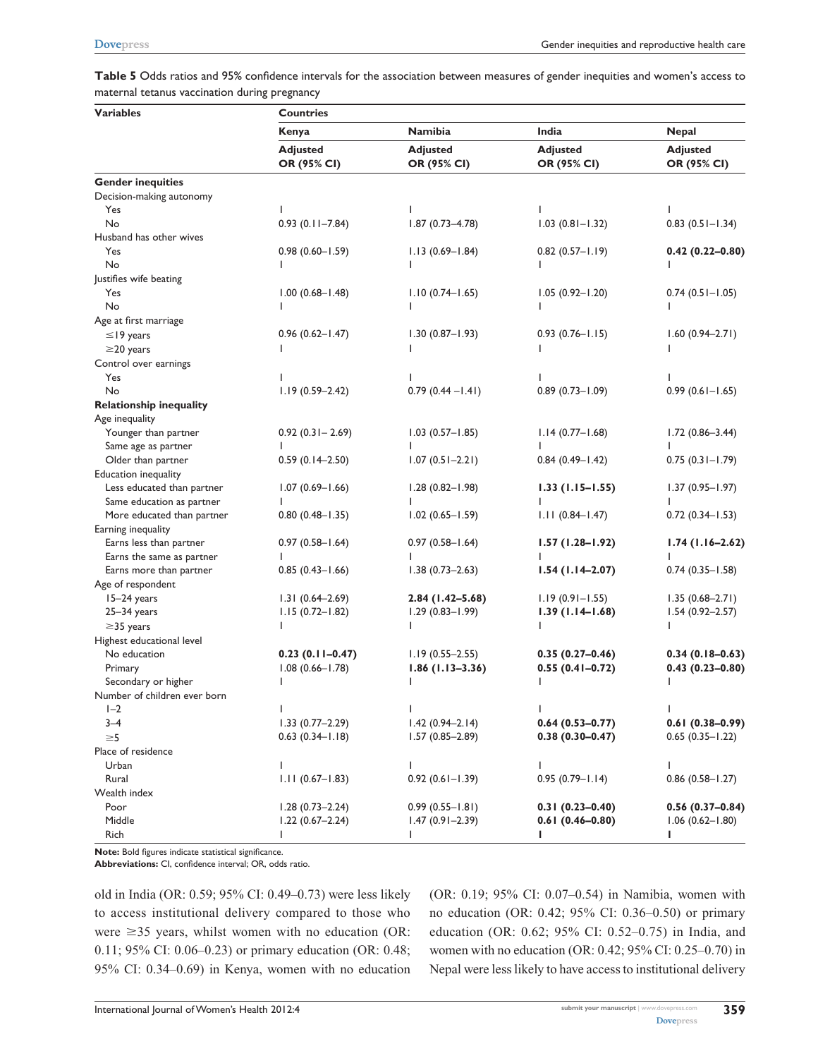**Table 5** Odds ratios and 95% confidence intervals for the association between measures of gender inequities and women's access to maternal tetanus vaccination during pregnancy

| Variables | Countries | | | |
|---|---|---|---|---|
| | Kenya | Namibia | India | Nepal |
| | Adjusted OR (95% CI) | Adjusted OR (95% CI) | Adjusted OR (95% CI) | Adjusted OR (95% CI) |
| **Gender inequities** | | | | |
| Decision-making autonomy | | | | |
| Yes | 1 | 1 | 1 | 1 |
| No | 0.93 (0.11–7.84) | 1.87 (0.73–4.78) | 1.03 (0.81–1.32) | 0.83 (0.51–1.34) |
| Husband has other wives | | | | |
| Yes | 0.98 (0.60–1.59) | 1.13 (0.69–1.84) | 0.82 (0.57–1.19) | **0.42 (0.22–0.80)** |
| No | 1 | 1 | 1 | 1 |
| Justifies wife beating | | | | |
| Yes | 1.00 (0.68–1.48) | 1.10 (0.74–1.65) | 1.05 (0.92–1.20) | 0.74 (0.51–1.05) |
| No | 1 | 1 | 1 | 1 |
| Age at first marriage | | | | |
| ≤19 years | 0.96 (0.62–1.47) | 1.30 (0.87–1.93) | 0.93 (0.76–1.15) | 1.60 (0.94–2.71) |
| ≥20 years | 1 | 1 | 1 | 1 |
| Control over earnings | | | | |
| Yes | 1 | 1 | 1 | 1 |
| No | 1.19 (0.59–2.42) | 0.79 (0.44 –1.41) | 0.89 (0.73–1.09) | 0.99 (0.61–1.65) |
| **Relationship inequality** | | | | |
| Age inequality | | | | |
| Younger than partner | 0.92 (0.31– 2.69) | 1.03 (0.57–1.85) | 1.14 (0.77–1.68) | 1.72 (0.86–3.44) |
| Same age as partner | 1 | 1 | 1 | 1 |
| Older than partner | 0.59 (0.14–2.50) | 1.07 (0.51–2.21) | 0.84 (0.49–1.42) | 0.75 (0.31–1.79) |
| Education inequality | | | | |
| Less educated than partner | 1.07 (0.69–1.66) | 1.28 (0.82–1.98) | **1.33 (1.15–1.55)** | 1.37 (0.95–1.97) |
| Same education as partner | 1 | 1 | 1 | 1 |
| More educated than partner | 0.80 (0.48–1.35) | 1.02 (0.65–1.59) | 1.11 (0.84–1.47) | 0.72 (0.34–1.53) |
| Earning inequality | | | | |
| Earns less than partner | 0.97 (0.58–1.64) | 0.97 (0.58–1.64) | **1.57 (1.28–1.92)** | **1.74 (1.16–2.62)** |
| Earns the same as partner | 1 | 1 | 1 | 1 |
| Earns more than partner | 0.85 (0.43–1.66) | 1.38 (0.73–2.63) | **1.54 (1.14–2.07)** | 0.74 (0.35–1.58) |
| Age of respondent | | | | |
| 15–24 years | 1.31 (0.64–2.69) | **2.84 (1.42–5.68)** | 1.19 (0.91–1.55) | 1.35 (0.68–2.71) |
| 25–34 years | 1.15 (0.72–1.82) | 1.29 (0.83–1.99) | **1.39 (1.14–1.68)** | 1.54 (0.92–2.57) |
| ≥35 years | 1 | 1 | 1 | 1 |
| Highest educational level | | | | |
| No education | **0.23 (0.11–0.47)** | 1.19 (0.55–2.55) | **0.35 (0.27–0.46)** | **0.34 (0.18–0.63)** |
| Primary | 1.08 (0.66–1.78) | **1.86 (1.13–3.36)** | **0.55 (0.41–0.72)** | **0.43 (0.23–0.80)** |
| Secondary or higher | 1 | 1 | 1 | 1 |
| Number of children ever born | | | | |
| 1–2 | 1 | 1 | 1 | 1 |
| 3–4 | 1.33 (0.77–2.29) | 1.42 (0.94–2.14) | **0.64 (0.53–0.77)** | **0.61 (0.38–0.99)** |
| ≥5 | 0.63 (0.34–1.18) | 1.57 (0.85–2.89) | **0.38 (0.30–0.47)** | 0.65 (0.35–1.22) |
| Place of residence | | | | |
| Urban | 1 | 1 | 1 | 1 |
| Rural | 1.11 (0.67–1.83) | 0.92 (0.61–1.39) | 0.95 (0.79–1.14) | 0.86 (0.58–1.27) |
| Wealth index | | | | |
| Poor | 1.28 (0.73–2.24) | 0.99 (0.55–1.81) | **0.31 (0.23–0.40)** | **0.56 (0.37–0.84)** |
| Middle | 1.22 (0.67–2.24) | 1.47 (0.91–2.39) | **0.61 (0.46–0.80)** | 1.06 (0.62–1.80) |
| Rich | 1 | 1 | 1 | 1 |

**Note:** Bold figures indicate statistical significance.
**Abbreviations:** CI, confidence interval; OR, odds ratio.

old in India (OR: 0.59; 95% CI: 0.49–0.73) were less likely to access institutional delivery compared to those who were ≥35 years, whilst women with no education (OR: 0.11; 95% CI: 0.06–0.23) or primary education (OR: 0.48; 95% CI: 0.34–0.69) in Kenya, women with no education (OR: 0.19; 95% CI: 0.07–0.54) in Namibia, women with no education (OR: 0.42; 95% CI: 0.36–0.50) or primary education (OR: 0.62; 95% CI: 0.52–0.75) in India, and women with no education (OR: 0.42; 95% CI: 0.25–0.70) in Nepal were less likely to have access to institutional delivery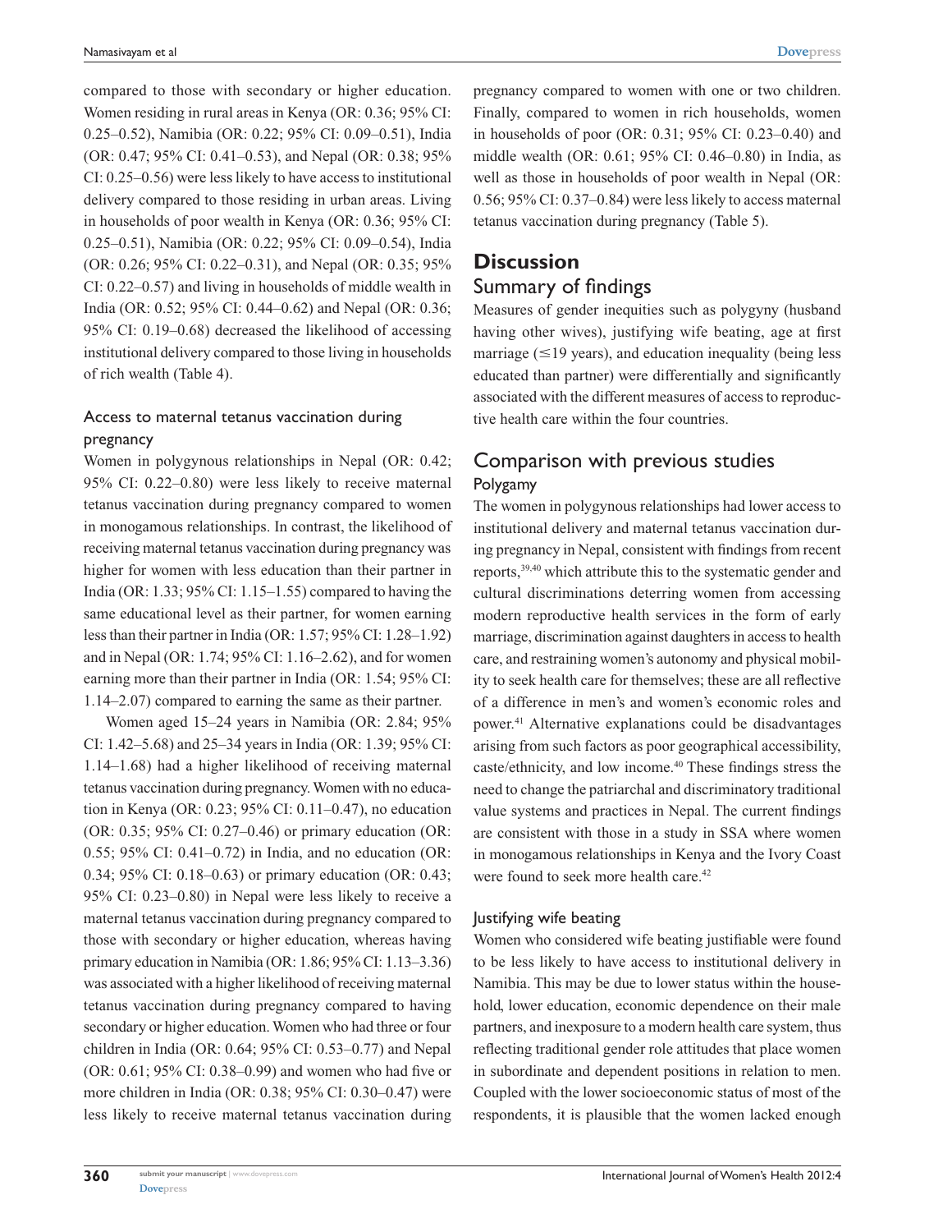compared to those with secondary or higher education. Women residing in rural areas in Kenya (OR: 0.36; 95% CI: 0.25–0.52), Namibia (OR: 0.22; 95% CI: 0.09–0.51), India (OR: 0.47; 95% CI: 0.41–0.53), and Nepal (OR: 0.38; 95% CI: 0.25–0.56) were less likely to have access to institutional delivery compared to those residing in urban areas. Living in households of poor wealth in Kenya (OR: 0.36; 95% CI: 0.25–0.51), Namibia (OR: 0.22; 95% CI: 0.09–0.54), India (OR: 0.26; 95% CI: 0.22–0.31), and Nepal (OR: 0.35; 95% CI: 0.22–0.57) and living in households of middle wealth in India (OR: 0.52; 95% CI: 0.44–0.62) and Nepal (OR: 0.36; 95% CI: 0.19–0.68) decreased the likelihood of accessing institutional delivery compared to those living in households of rich wealth (Table 4).

### Access to maternal tetanus vaccination during pregnancy

Women in polygynous relationships in Nepal (OR: 0.42; 95% CI: 0.22–0.80) were less likely to receive maternal tetanus vaccination during pregnancy compared to women in monogamous relationships. In contrast, the likelihood of receiving maternal tetanus vaccination during pregnancy was higher for women with less education than their partner in India (OR: 1.33; 95% CI: 1.15–1.55) compared to having the same educational level as their partner, for women earning less than their partner in India (OR: 1.57; 95% CI: 1.28–1.92) and in Nepal (OR: 1.74; 95% CI: 1.16–2.62), and for women earning more than their partner in India (OR: 1.54; 95% CI: 1.14–2.07) compared to earning the same as their partner.

Women aged 15–24 years in Namibia (OR: 2.84; 95% CI: 1.42–5.68) and 25–34 years in India (OR: 1.39; 95% CI: 1.14–1.68) had a higher likelihood of receiving maternal tetanus vaccination during pregnancy. Women with no education in Kenya (OR: 0.23; 95% CI: 0.11–0.47), no education (OR: 0.35; 95% CI: 0.27–0.46) or primary education (OR: 0.55; 95% CI: 0.41–0.72) in India, and no education (OR: 0.34; 95% CI: 0.18–0.63) or primary education (OR: 0.43; 95% CI: 0.23–0.80) in Nepal were less likely to receive a maternal tetanus vaccination during pregnancy compared to those with secondary or higher education, whereas having primary education in Namibia (OR: 1.86; 95% CI: 1.13–3.36) was associated with a higher likelihood of receiving maternal tetanus vaccination during pregnancy compared to having secondary or higher education. Women who had three or four children in India (OR: 0.64; 95% CI: 0.53–0.77) and Nepal (OR: 0.61; 95% CI: 0.38–0.99) and women who had five or more children in India (OR: 0.38; 95% CI: 0.30–0.47) were less likely to receive maternal tetanus vaccination during pregnancy compared to women with one or two children. Finally, compared to women in rich households, women in households of poor (OR: 0.31; 95% CI: 0.23–0.40) and middle wealth (OR: 0.61; 95% CI: 0.46–0.80) in India, as well as those in households of poor wealth in Nepal (OR: 0.56; 95% CI: 0.37–0.84) were less likely to access maternal tetanus vaccination during pregnancy (Table 5).

# Discussion

## Summary of findings

Measures of gender inequities such as polygyny (husband having other wives), justifying wife beating, age at first marriage (≤19 years), and education inequality (being less educated than partner) were differentially and significantly associated with the different measures of access to reproductive health care within the four countries.

## Comparison with previous studies

### Polygamy

The women in polygynous relationships had lower access to institutional delivery and maternal tetanus vaccination during pregnancy in Nepal, consistent with findings from recent reports,[39,40] which attribute this to the systematic gender and cultural discriminations deterring women from accessing modern reproductive health services in the form of early marriage, discrimination against daughters in access to health care, and restraining women's autonomy and physical mobility to seek health care for themselves; these are all reflective of a difference in men's and women's economic roles and power.[41] Alternative explanations could be disadvantages arising from such factors as poor geographical accessibility, caste/ethnicity, and low income.[40] These findings stress the need to change the patriarchal and discriminatory traditional value systems and practices in Nepal. The current findings are consistent with those in a study in SSA where women in monogamous relationships in Kenya and the Ivory Coast were found to seek more health care.[42]

### Justifying wife beating

Women who considered wife beating justifiable were found to be less likely to have access to institutional delivery in Namibia. This may be due to lower status within the household, lower education, economic dependence on their male partners, and inexposure to a modern health care system, thus reflecting traditional gender role attitudes that place women in subordinate and dependent positions in relation to men. Coupled with the lower socioeconomic status of most of the respondents, it is plausible that the women lacked enough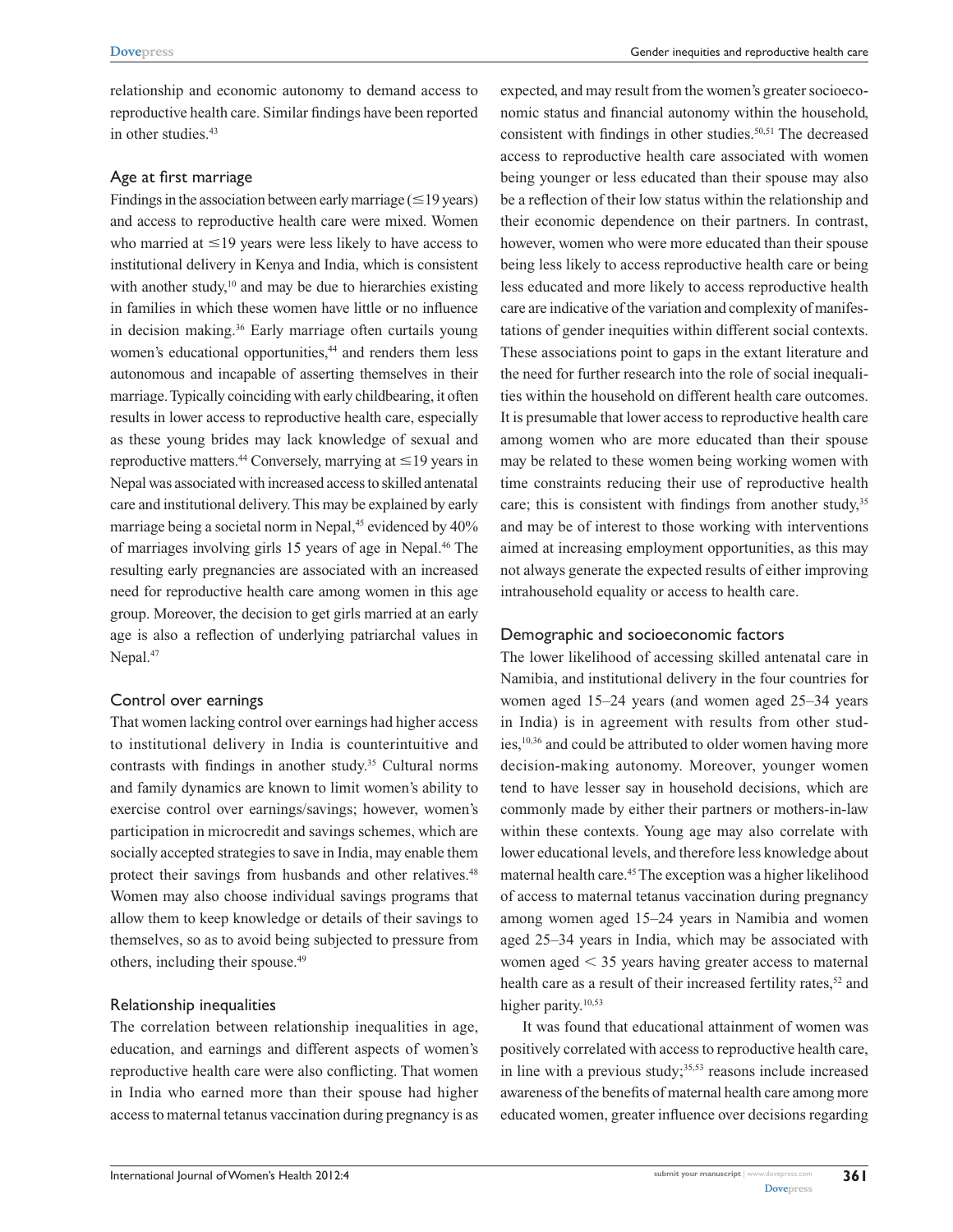relationship and economic autonomy to demand access to reproductive health care. Similar findings have been reported in other studies.[43]

### Age at first marriage

Findings in the association between early marriage (≤19 years) and access to reproductive health care were mixed. Women who married at ≤19 years were less likely to have access to institutional delivery in Kenya and India, which is consistent with another study,[10] and may be due to hierarchies existing in families in which these women have little or no influence in decision making.[36] Early marriage often curtails young women's educational opportunities,[44] and renders them less autonomous and incapable of asserting themselves in their marriage. Typically coinciding with early childbearing, it often results in lower access to reproductive health care, especially as these young brides may lack knowledge of sexual and reproductive matters.[44] Conversely, marrying at ≤19 years in Nepal was associated with increased access to skilled antenatal care and institutional delivery. This may be explained by early marriage being a societal norm in Nepal,[45] evidenced by 40% of marriages involving girls 15 years of age in Nepal.[46] The resulting early pregnancies are associated with an increased need for reproductive health care among women in this age group. Moreover, the decision to get girls married at an early age is also a reflection of underlying patriarchal values in Nepal.[47]

### Control over earnings

That women lacking control over earnings had higher access to institutional delivery in India is counterintuitive and contrasts with findings in another study.[35] Cultural norms and family dynamics are known to limit women's ability to exercise control over earnings/savings; however, women's participation in microcredit and savings schemes, which are socially accepted strategies to save in India, may enable them protect their savings from husbands and other relatives.[48] Women may also choose individual savings programs that allow them to keep knowledge or details of their savings to themselves, so as to avoid being subjected to pressure from others, including their spouse.[49]

### Relationship inequalities

The correlation between relationship inequalities in age, education, and earnings and different aspects of women's reproductive health care were also conflicting. That women in India who earned more than their spouse had higher access to maternal tetanus vaccination during pregnancy is as expected, and may result from the women's greater socioeconomic status and financial autonomy within the household, consistent with findings in other studies.[50,51] The decreased access to reproductive health care associated with women being younger or less educated than their spouse may also be a reflection of their low status within the relationship and their economic dependence on their partners. In contrast, however, women who were more educated than their spouse being less likely to access reproductive health care or being less educated and more likely to access reproductive health care are indicative of the variation and complexity of manifestations of gender inequities within different social contexts. These associations point to gaps in the extant literature and the need for further research into the role of social inequalities within the household on different health care outcomes. It is presumable that lower access to reproductive health care among women who are more educated than their spouse may be related to these women being working women with time constraints reducing their use of reproductive health care; this is consistent with findings from another study,[35] and may be of interest to those working with interventions aimed at increasing employment opportunities, as this may not always generate the expected results of either improving intrahousehold equality or access to health care.

### Demographic and socioeconomic factors

The lower likelihood of accessing skilled antenatal care in Namibia, and institutional delivery in the four countries for women aged 15–24 years (and women aged 25–34 years in India) is in agreement with results from other studies,[10,36] and could be attributed to older women having more decision-making autonomy. Moreover, younger women tend to have lesser say in household decisions, which are commonly made by either their partners or mothers-in-law within these contexts. Young age may also correlate with lower educational levels, and therefore less knowledge about maternal health care.[45] The exception was a higher likelihood of access to maternal tetanus vaccination during pregnancy among women aged 15–24 years in Namibia and women aged 25–34 years in India, which may be associated with women aged < 35 years having greater access to maternal health care as a result of their increased fertility rates,[52] and higher parity.[10,53]

It was found that educational attainment of women was positively correlated with access to reproductive health care, in line with a previous study;[35,53] reasons include increased awareness of the benefits of maternal health care among more educated women, greater influence over decisions regarding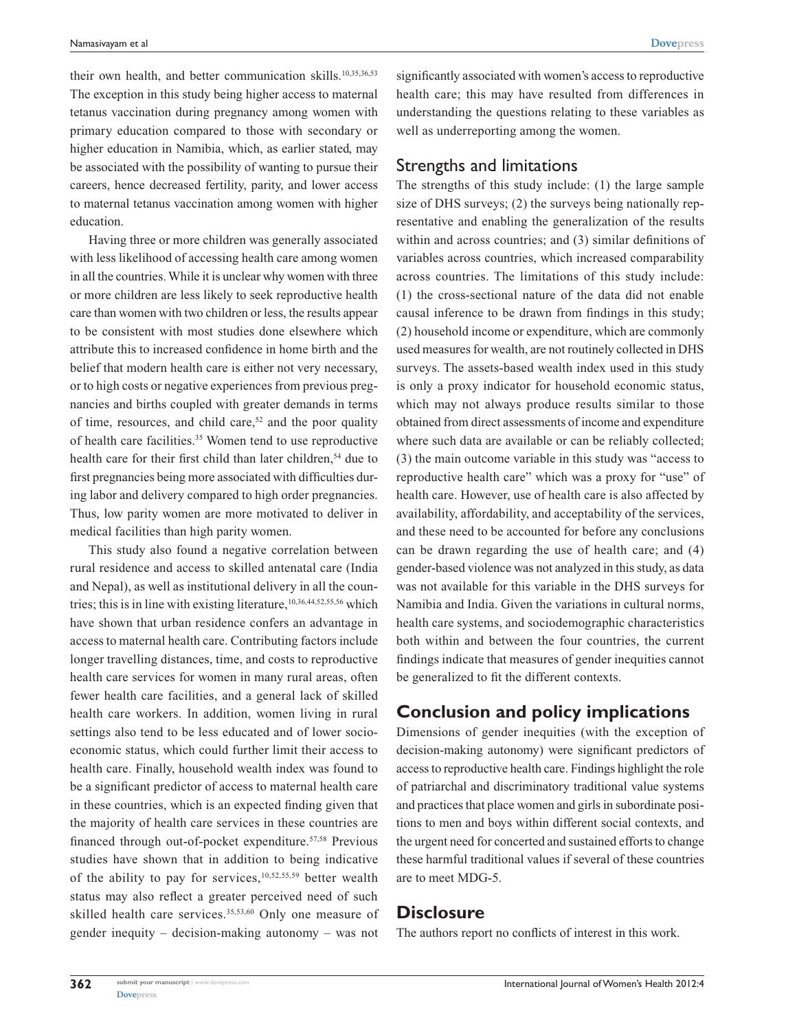their own health, and better communication skills.[10,35,36,53] The exception in this study being higher access to maternal tetanus vaccination during pregnancy among women with primary education compared to those with secondary or higher education in Namibia, which, as earlier stated, may be associated with the possibility of wanting to pursue their careers, hence decreased fertility, parity, and lower access to maternal tetanus vaccination among women with higher education.

Having three or more children was generally associated with less likelihood of accessing health care among women in all the countries. While it is unclear why women with three or more children are less likely to seek reproductive health care than women with two children or less, the results appear to be consistent with most studies done elsewhere which attribute this to increased confidence in home birth and the belief that modern health care is either not very necessary, or to high costs or negative experiences from previous pregnancies and births coupled with greater demands in terms of time, resources, and child care,[52] and the poor quality of health care facilities.[35] Women tend to use reproductive health care for their first child than later children,[54] due to first pregnancies being more associated with difficulties during labor and delivery compared to high order pregnancies. Thus, low parity women are more motivated to deliver in medical facilities than high parity women.

This study also found a negative correlation between rural residence and access to skilled antenatal care (India and Nepal), as well as institutional delivery in all the countries; this is in line with existing literature,[10,36,44,52,55,56] which have shown that urban residence confers an advantage in access to maternal health care. Contributing factors include longer travelling distances, time, and costs to reproductive health care services for women in many rural areas, often fewer health care facilities, and a general lack of skilled health care workers. In addition, women living in rural settings also tend to be less educated and of lower socioeconomic status, which could further limit their access to health care. Finally, household wealth index was found to be a significant predictor of access to maternal health care in these countries, which is an expected finding given that the majority of health care services in these countries are financed through out-of-pocket expenditure.[57,58] Previous studies have shown that in addition to being indicative of the ability to pay for services,[10,52,55,59] better wealth status may also reflect a greater perceived need of such skilled health care services.[35,53,60] Only one measure of gender inequity – decision-making autonomy – was not significantly associated with women's access to reproductive health care; this may have resulted from differences in understanding the questions relating to these variables as well as underreporting among the women.

## Strengths and limitations

The strengths of this study include: (1) the large sample size of DHS surveys; (2) the surveys being nationally representative and enabling the generalization of the results within and across countries; and (3) similar definitions of variables across countries, which increased comparability across countries. The limitations of this study include: (1) the cross-sectional nature of the data did not enable causal inference to be drawn from findings in this study; (2) household income or expenditure, which are commonly used measures for wealth, are not routinely collected in DHS surveys. The assets-based wealth index used in this study is only a proxy indicator for household economic status, which may not always produce results similar to those obtained from direct assessments of income and expenditure where such data are available or can be reliably collected; (3) the main outcome variable in this study was "access to reproductive health care" which was a proxy for "use" of health care. However, use of health care is also affected by availability, affordability, and acceptability of the services, and these need to be accounted for before any conclusions can be drawn regarding the use of health care; and (4) gender-based violence was not analyzed in this study, as data was not available for this variable in the DHS surveys for Namibia and India. Given the variations in cultural norms, health care systems, and sociodemographic characteristics both within and between the four countries, the current findings indicate that measures of gender inequities cannot be generalized to fit the different contexts.

## Conclusion and policy implications

Dimensions of gender inequities (with the exception of decision-making autonomy) were significant predictors of access to reproductive health care. Findings highlight the role of patriarchal and discriminatory traditional value systems and practices that place women and girls in subordinate positions to men and boys within different social contexts, and the urgent need for concerted and sustained efforts to change these harmful traditional values if several of these countries are to meet MDG-5.

## Disclosure

The authors report no conflicts of interest in this work.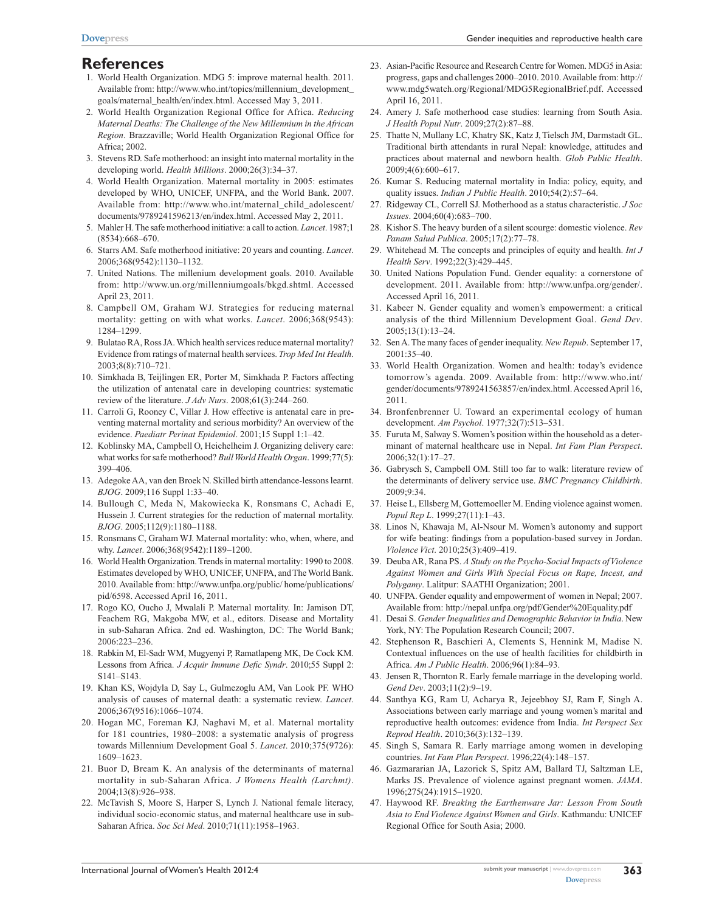## References

1. World Health Organization. MDG 5: improve maternal health. 2011. Available from: http://www.who.int/topics/millennium_development_goals/maternal_health/en/index.html. Accessed May 3, 2011.
2. World Health Organization Regional Office for Africa. *Reducing Maternal Deaths: The Challenge of the New Millennium in the African Region*. Brazzaville; World Health Organization Regional Office for Africa; 2002.
3. Stevens RD. Safe motherhood: an insight into maternal mortality in the developing world. *Health Millions*. 2000;26(3):34–37.
4. World Health Organization. Maternal mortality in 2005: estimates developed by WHO, UNICEF, UNFPA, and the World Bank. 2007. Available from: http://www.who.int/maternal_child_adolescent/documents/9789241596213/en/index.html. Accessed May 2, 2011.
5. Mahler H. The safe motherhood initiative: a call to action. *Lancet*. 1987;1(8534):668–670.
6. Starrs AM. Safe motherhood initiative: 20 years and counting. *Lancet*. 2006;368(9542):1130–1132.
7. United Nations. The millenium development goals. 2010. Available from: http://www.un.org/millenniumgoals/bkgd.shtml. Accessed April 23, 2011.
8. Campbell OM, Graham WJ. Strategies for reducing maternal mortality: getting on with what works. *Lancet*. 2006;368(9543):1284–1299.
9. Bulatao RA, Ross JA. Which health services reduce maternal mortality? Evidence from ratings of maternal health services. *Trop Med Int Health*. 2003;8(8):710–721.
10. Simkhada B, Teijlingen ER, Porter M, Simkhada P. Factors affecting the utilization of antenatal care in developing countries: systematic review of the literature. *J Adv Nurs*. 2008;61(3):244–260.
11. Carroli G, Rooney C, Villar J. How effective is antenatal care in preventing maternal mortality and serious morbidity? An overview of the evidence. *Paediatr Perinat Epidemiol*. 2001;15 Suppl 1:1–42.
12. Koblinsky MA, Campbell O, Heichelheim J. Organizing delivery care: what works for safe motherhood? *Bull World Health Organ*. 1999;77(5):399–406.
13. Adegoke AA, van den Broek N. Skilled birth attendance-lessons learnt. *BJOG*. 2009;116 Suppl 1:33–40.
14. Bullough C, Meda N, Makowiecka K, Ronsmans C, Achadi E, Hussein J. Current strategies for the reduction of maternal mortality. *BJOG*. 2005;112(9):1180–1188.
15. Ronsmans C, Graham WJ. Maternal mortality: who, when, where, and why. *Lancet*. 2006;368(9542):1189–1200.
16. World Health Organization. Trends in maternal mortality: 1990 to 2008. Estimates developed by WHO, UNICEF, UNFPA, and The World Bank. 2010. Available from: http://www.unfpa.org/public/ home/publications/pid/6598. Accessed April 16, 2011.
17. Rogo KO, Oucho J, Mwalali P. Maternal mortality. In: Jamison DT, Feachem RG, Makgoba MW, et al., editors. Disease and Mortality in sub-Saharan Africa. 2nd ed. Washington, DC: The World Bank; 2006:223–236.
18. Rabkin M, El-Sadr WM, Mugyenyi P, Ramatlapeng MK, De Cock KM. Lessons from Africa. *J Acquir Immune Defic Syndr*. 2010;55 Suppl 2:S141–S143.
19. Khan KS, Wojdyla D, Say L, Gulmezoglu AM, Van Look PF. WHO analysis of causes of maternal death: a systematic review. *Lancet*. 2006;367(9516):1066–1074.
20. Hogan MC, Foreman KJ, Naghavi M, et al. Maternal mortality for 181 countries, 1980–2008: a systematic analysis of progress towards Millennium Development Goal 5. *Lancet*. 2010;375(9726):1609–1623.
21. Buor D, Bream K. An analysis of the determinants of maternal mortality in sub-Saharan Africa. *J Womens Health (Larchmt)*. 2004;13(8):926–938.
22. McTavish S, Moore S, Harper S, Lynch J. National female literacy, individual socio-economic status, and maternal healthcare use in sub-Saharan Africa. *Soc Sci Med*. 2010;71(11):1958–1963.
23. Asian-Pacific Resource and Research Centre for Women. MDG5 in Asia: progress, gaps and challenges 2000–2010. 2010. Available from: http://www.mdg5watch.org/Regional/MDG5RegionalBrief.pdf. Accessed April 16, 2011.
24. Amery J. Safe motherhood case studies: learning from South Asia. *J Health Popul Nutr*. 2009;27(2):87–88.
25. Thatte N, Mullany LC, Khatry SK, Katz J, Tielsch JM, Darmstadt GL. Traditional birth attendants in rural Nepal: knowledge, attitudes and practices about maternal and newborn health. *Glob Public Health*. 2009;4(6):600–617.
26. Kumar S. Reducing maternal mortality in India: policy, equity, and quality issues. *Indian J Public Health*. 2010;54(2):57–64.
27. Ridgeway CL, Correll SJ. Motherhood as a status characteristic. *J Soc Issues*. 2004;60(4):683–700.
28. Kishor S. The heavy burden of a silent scourge: domestic violence. *Rev Panam Salud Publica*. 2005;17(2):77–78.
29. Whitehead M. The concepts and principles of equity and health. *Int J Health Serv*. 1992;22(3):429–445.
30. United Nations Population Fund. Gender equality: a cornerstone of development. 2011. Available from: http://www.unfpa.org/gender/. Accessed April 16, 2011.
31. Kabeer N. Gender equality and women's empowerment: a critical analysis of the third Millennium Development Goal. *Gend Dev*. 2005;13(1):13–24.
32. Sen A. The many faces of gender inequality. *New Repub*. September 17, 2001:35–40.
33. World Health Organization. Women and health: today's evidence tomorrow's agenda. 2009. Available from: http://www.who.int/gender/documents/9789241563857/en/index.html. Accessed April 16, 2011.
34. Bronfenbrenner U. Toward an experimental ecology of human development. *Am Psychol*. 1977;32(7):513–531.
35. Furuta M, Salway S. Women's position within the household as a determinant of maternal healthcare use in Nepal. *Int Fam Plan Perspect*. 2006;32(1):17–27.
36. Gabrysch S, Campbell OM. Still too far to walk: literature review of the determinants of delivery service use. *BMC Pregnancy Childbirth*. 2009;9:34.
37. Heise L, Ellsberg M, Gottemoeller M. Ending violence against women. *Popul Rep L*. 1999;27(11):1–43.
38. Linos N, Khawaja M, Al-Nsour M. Women's autonomy and support for wife beating: findings from a population-based survey in Jordan. *Violence Vict*. 2010;25(3):409–419.
39. Deuba AR, Rana PS. *A Study on the Psycho-Social Impacts of Violence Against Women and Girls With Special Focus on Rape, Incest, and Polygamy*. Lalitpur: SAATHI Organization; 2001.
40. UNFPA. Gender equality and empowerment of women in Nepal; 2007. Available from: http://nepal.unfpa.org/pdf/Gender%20Equality.pdf
41. Desai S. *Gender Inequalities and Demographic Behavior in India*. New York, NY: The Population Research Council; 2007.
42. Stephenson R, Baschieri A, Clements S, Hennink M, Madise N. Contextual influences on the use of health facilities for childbirth in Africa. *Am J Public Health*. 2006;96(1):84–93.
43. Jensen R, Thornton R. Early female marriage in the developing world. *Gend Dev*. 2003;11(2):9–19.
44. Santhya KG, Ram U, Acharya R, Jejeebhoy SJ, Ram F, Singh A. Associations between early marriage and young women's marital and reproductive health outcomes: evidence from India. *Int Perspect Sex Reprod Health*. 2010;36(3):132–139.
45. Singh S, Samara R. Early marriage among women in developing countries. *Int Fam Plan Perspect*. 1996;22(4):148–157.
46. Gazmararian JA, Lazorick S, Spitz AM, Ballard TJ, Saltzman LE, Marks JS. Prevalence of violence against pregnant women. *JAMA*. 1996;275(24):1915–1920.
47. Haywood RF. *Breaking the Earthenware Jar: Lesson From South Asia to End Violence Against Women and Girls*. Kathmandu: UNICEF Regional Office for South Asia; 2000.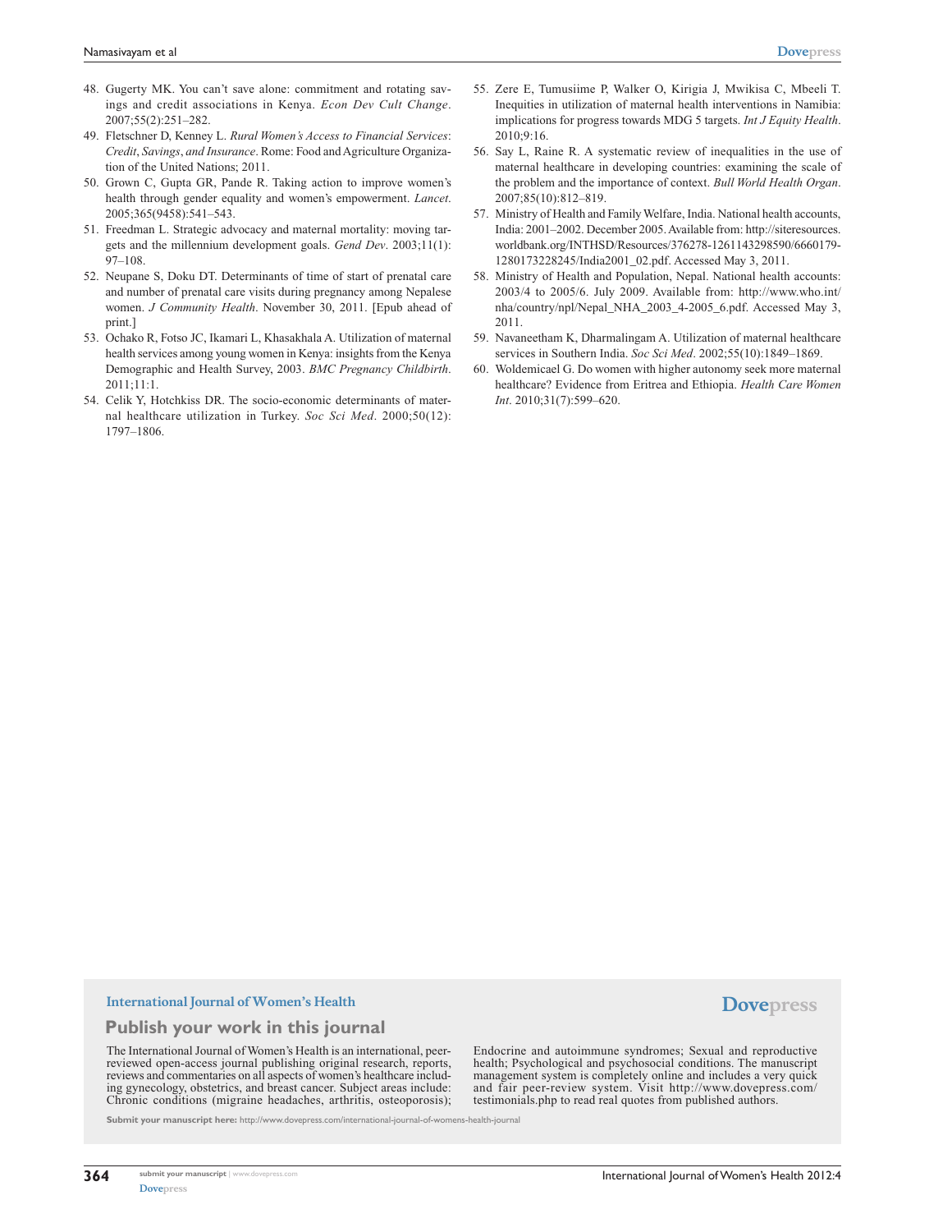48. Gugerty MK. You can't save alone: commitment and rotating savings and credit associations in Kenya. *Econ Dev Cult Change*. 2007;55(2):251–282.
49. Fletschner D, Kenney L. *Rural Women's Access to Financial Services: Credit, Savings, and Insurance*. Rome: Food and Agriculture Organization of the United Nations; 2011.
50. Grown C, Gupta GR, Pande R. Taking action to improve women's health through gender equality and women's empowerment. *Lancet*. 2005;365(9458):541–543.
51. Freedman L. Strategic advocacy and maternal mortality: moving targets and the millennium development goals. *Gend Dev*. 2003;11(1):97–108.
52. Neupane S, Doku DT. Determinants of time of start of prenatal care and number of prenatal care visits during pregnancy among Nepalese women. *J Community Health*. November 30, 2011. [Epub ahead of print.]
53. Ochako R, Fotso JC, Ikamari L, Khasakhala A. Utilization of maternal health services among young women in Kenya: insights from the Kenya Demographic and Health Survey, 2003. *BMC Pregnancy Childbirth*. 2011;11:1.
54. Celik Y, Hotchkiss DR. The socio-economic determinants of maternal healthcare utilization in Turkey. *Soc Sci Med*. 2000;50(12):1797–1806.
55. Zere E, Tumusiime P, Walker O, Kirigia J, Mwikisa C, Mbeeli T. Inequities in utilization of maternal health interventions in Namibia: implications for progress towards MDG 5 targets. *Int J Equity Health*. 2010;9:16.
56. Say L, Raine R. A systematic review of inequalities in the use of maternal healthcare in developing countries: examining the scale of the problem and the importance of context. *Bull World Health Organ*. 2007;85(10):812–819.
57. Ministry of Health and Family Welfare, India. National health accounts, India: 2001–2002. December 2005. Available from: http://siteresources.worldbank.org/INTHSD/Resources/376278-1261143298590/6660179-1280173228245/India2001_02.pdf. Accessed May 3, 2011.
58. Ministry of Health and Population, Nepal. National health accounts: 2003/4 to 2005/6. July 2009. Available from: http://www.who.int/nha/country/npl/Nepal_NHA_2003_4-2005_6.pdf. Accessed May 3, 2011.
59. Navaneetham K, Dharmalingam A. Utilization of maternal healthcare services in Southern India. *Soc Sci Med*. 2002;55(10):1849–1869.
60. Woldemicael G. Do women with higher autonomy seek more maternal healthcare? Evidence from Eritrea and Ethiopia. *Health Care Women Int*. 2010;31(7):599–620.

**International Journal of Women's Health**

**Dovepress**

## Publish your work in this journal

The International Journal of Women's Health is an international, peer-reviewed open-access journal publishing original research, reports, reviews and commentaries on all aspects of women's healthcare including gynecology, obstetrics, and breast cancer. Subject areas include: Chronic conditions (migraine headaches, arthritis, osteoporosis); Endocrine and autoimmune syndromes; Sexual and reproductive health; Psychological and psychosocial conditions. The manuscript management system is completely online and includes a very quick and fair peer-review system. Visit http://www.dovepress.com/testimonials.php to read real quotes from published authors.

**Submit your manuscript here:** http://www.dovepress.com/international-journal-of-womens-health-journal